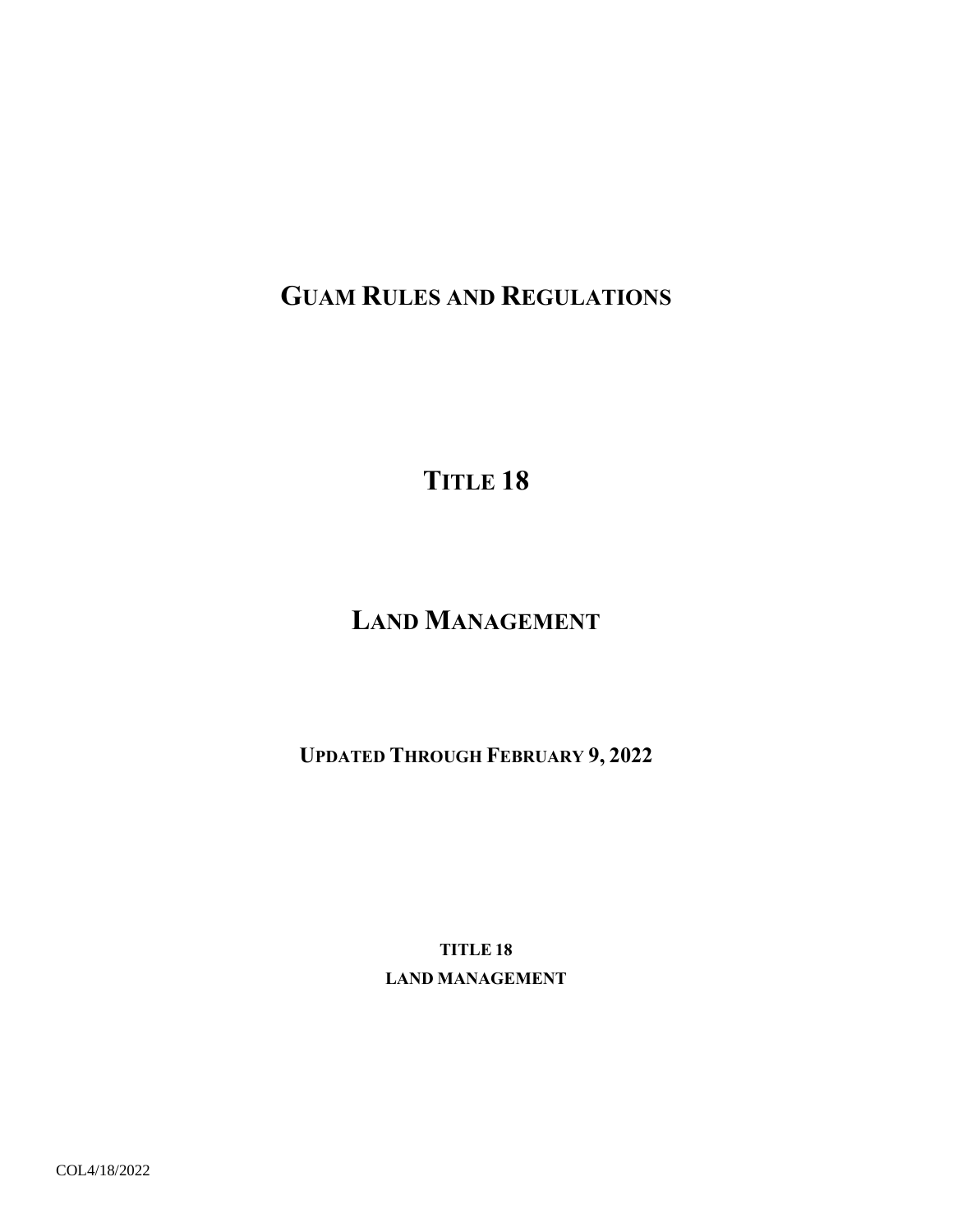# GUAM RULES AND REGULATIONS

# TITLE 18

# LAND MANAGEMENT

**UPDATED THROUGH FEBRUARY 9, 2022**

**TITLE 18**

**LAND MANAGEMENT**

COL4/18/2022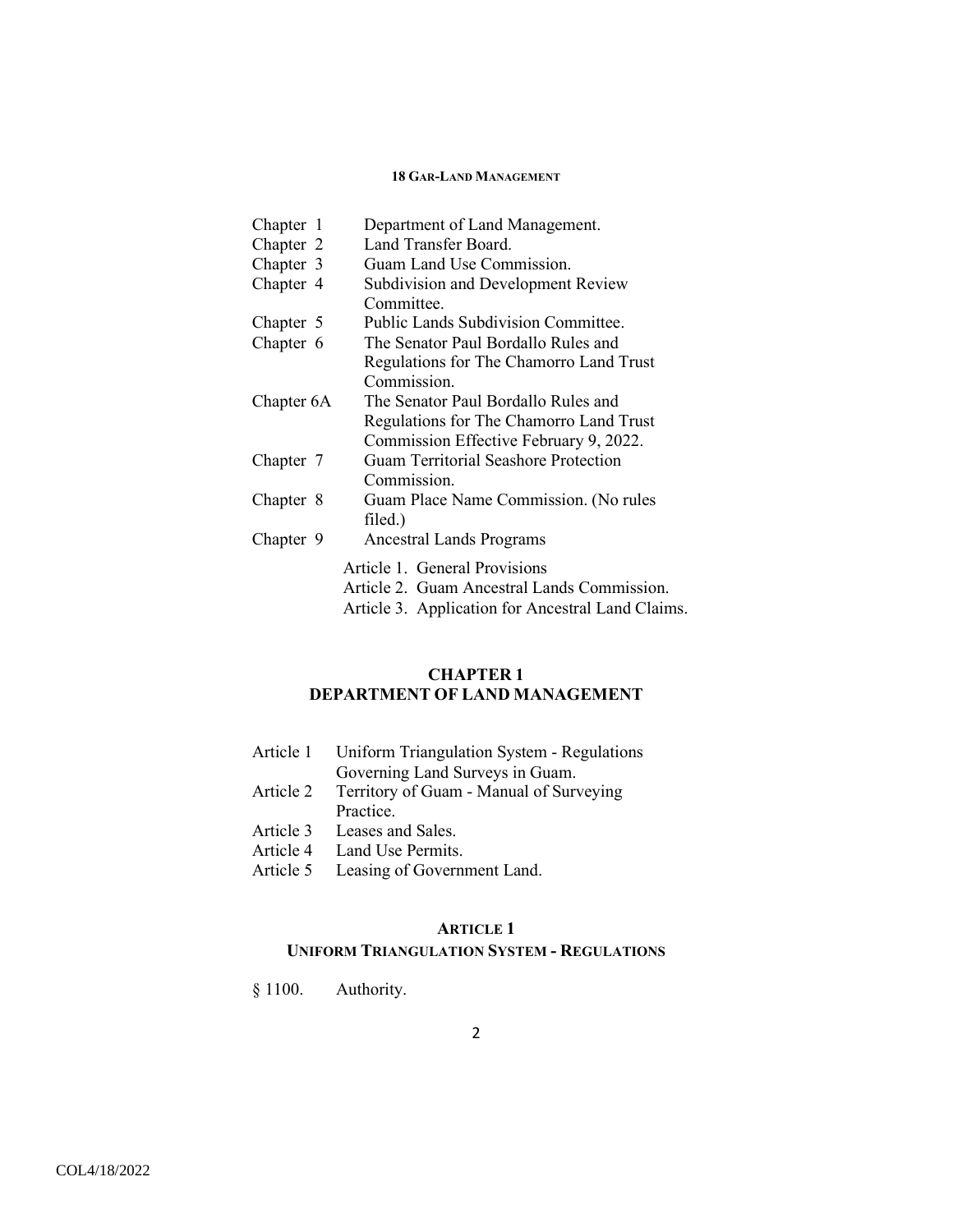**18 GAR-LAND MANAGEMENT**

| | |
|---|---|
| Chapter 1 | Department of Land Management. |
| Chapter 2 | Land Transfer Board. |
| Chapter 3 | Guam Land Use Commission. |
| Chapter 4 | Subdivision and Development Review Committee. |
| Chapter 5 | Public Lands Subdivision Committee. |
| Chapter 6 | The Senator Paul Bordallo Rules and Regulations for The Chamorro Land Trust Commission. |
| Chapter 6A | The Senator Paul Bordallo Rules and Regulations for The Chamorro Land Trust Commission Effective February 9, 2022. |
| Chapter 7 | Guam Territorial Seashore Protection Commission. |
| Chapter 8 | Guam Place Name Commission. (No rules filed.) |
| Chapter 9 | Ancestral Lands Programs |

Article 1. General Provisions
Article 2. Guam Ancestral Lands Commission.
Article 3. Application for Ancestral Land Claims.

## CHAPTER 1
## DEPARTMENT OF LAND MANAGEMENT

| | |
|---|---|
| Article 1 | Uniform Triangulation System - Regulations Governing Land Surveys in Guam. |
| Article 2 | Territory of Guam - Manual of Surveying Practice. |
| Article 3 | Leases and Sales. |
| Article 4 | Land Use Permits. |
| Article 5 | Leasing of Government Land. |

### ARTICLE 1
### UNIFORM TRIANGULATION SYSTEM - REGULATIONS

§ 1100. Authority.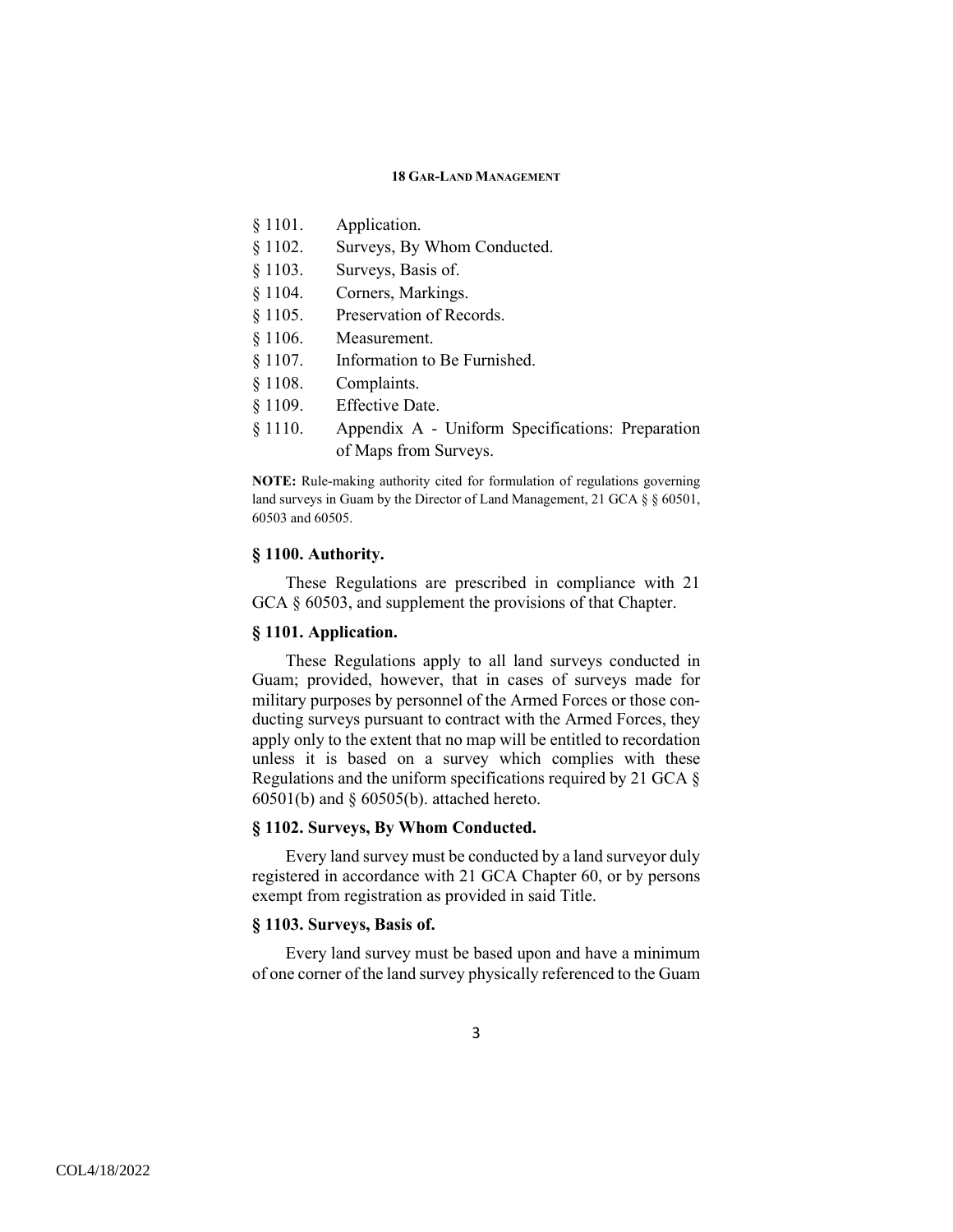§ 1101. Application.
§ 1102. Surveys, By Whom Conducted.
§ 1103. Surveys, Basis of.
§ 1104. Corners, Markings.
§ 1105. Preservation of Records.
§ 1106. Measurement.
§ 1107. Information to Be Furnished.
§ 1108. Complaints.
§ 1109. Effective Date.
§ 1110. Appendix A - Uniform Specifications: Preparation of Maps from Surveys.

**NOTE:** Rule-making authority cited for formulation of regulations governing land surveys in Guam by the Director of Land Management, 21 GCA § § 60501, 60503 and 60505.

### § 1100. Authority.

These Regulations are prescribed in compliance with 21 GCA § 60503, and supplement the provisions of that Chapter.

### § 1101. Application.

These Regulations apply to all land surveys conducted in Guam; provided, however, that in cases of surveys made for military purposes by personnel of the Armed Forces or those conducting surveys pursuant to contract with the Armed Forces, they apply only to the extent that no map will be entitled to recordation unless it is based on a survey which complies with these Regulations and the uniform specifications required by 21 GCA § 60501(b) and § 60505(b). attached hereto.

### § 1102. Surveys, By Whom Conducted.

Every land survey must be conducted by a land surveyor duly registered in accordance with 21 GCA Chapter 60, or by persons exempt from registration as provided in said Title.

### § 1103. Surveys, Basis of.

Every land survey must be based upon and have a minimum of one corner of the land survey physically referenced to the Guam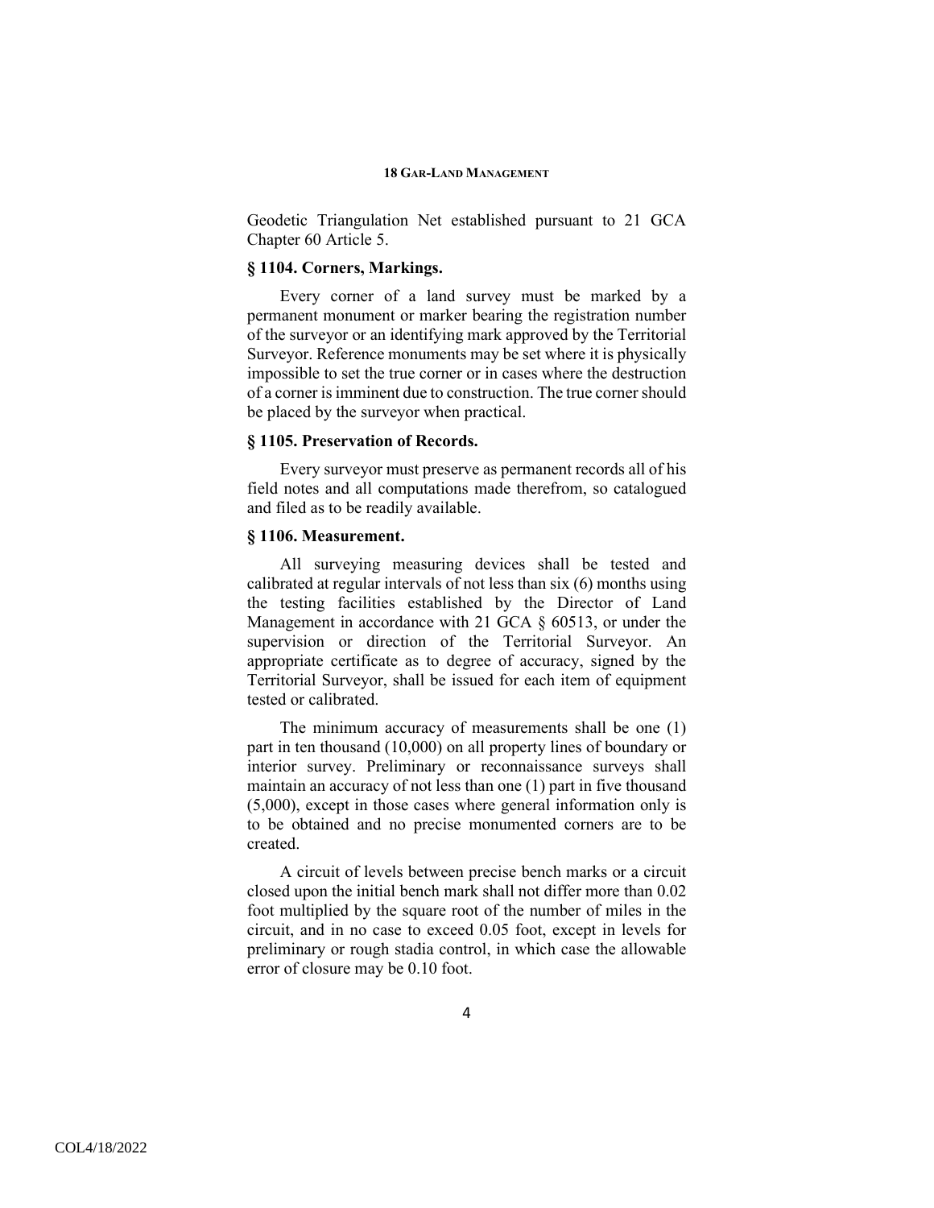Geodetic Triangulation Net established pursuant to 21 GCA Chapter 60 Article 5.

### § 1104. Corners, Markings.

Every corner of a land survey must be marked by a permanent monument or marker bearing the registration number of the surveyor or an identifying mark approved by the Territorial Surveyor. Reference monuments may be set where it is physically impossible to set the true corner or in cases where the destruction of a corner is imminent due to construction. The true corner should be placed by the surveyor when practical.

### § 1105. Preservation of Records.

Every surveyor must preserve as permanent records all of his field notes and all computations made therefrom, so catalogued and filed as to be readily available.

### § 1106. Measurement.

All surveying measuring devices shall be tested and calibrated at regular intervals of not less than six (6) months using the testing facilities established by the Director of Land Management in accordance with 21 GCA § 60513, or under the supervision or direction of the Territorial Surveyor. An appropriate certificate as to degree of accuracy, signed by the Territorial Surveyor, shall be issued for each item of equipment tested or calibrated.

The minimum accuracy of measurements shall be one (1) part in ten thousand (10,000) on all property lines of boundary or interior survey. Preliminary or reconnaissance surveys shall maintain an accuracy of not less than one (1) part in five thousand (5,000), except in those cases where general information only is to be obtained and no precise monumented corners are to be created.

A circuit of levels between precise bench marks or a circuit closed upon the initial bench mark shall not differ more than 0.02 foot multiplied by the square root of the number of miles in the circuit, and in no case to exceed 0.05 foot, except in levels for preliminary or rough stadia control, in which case the allowable error of closure may be 0.10 foot.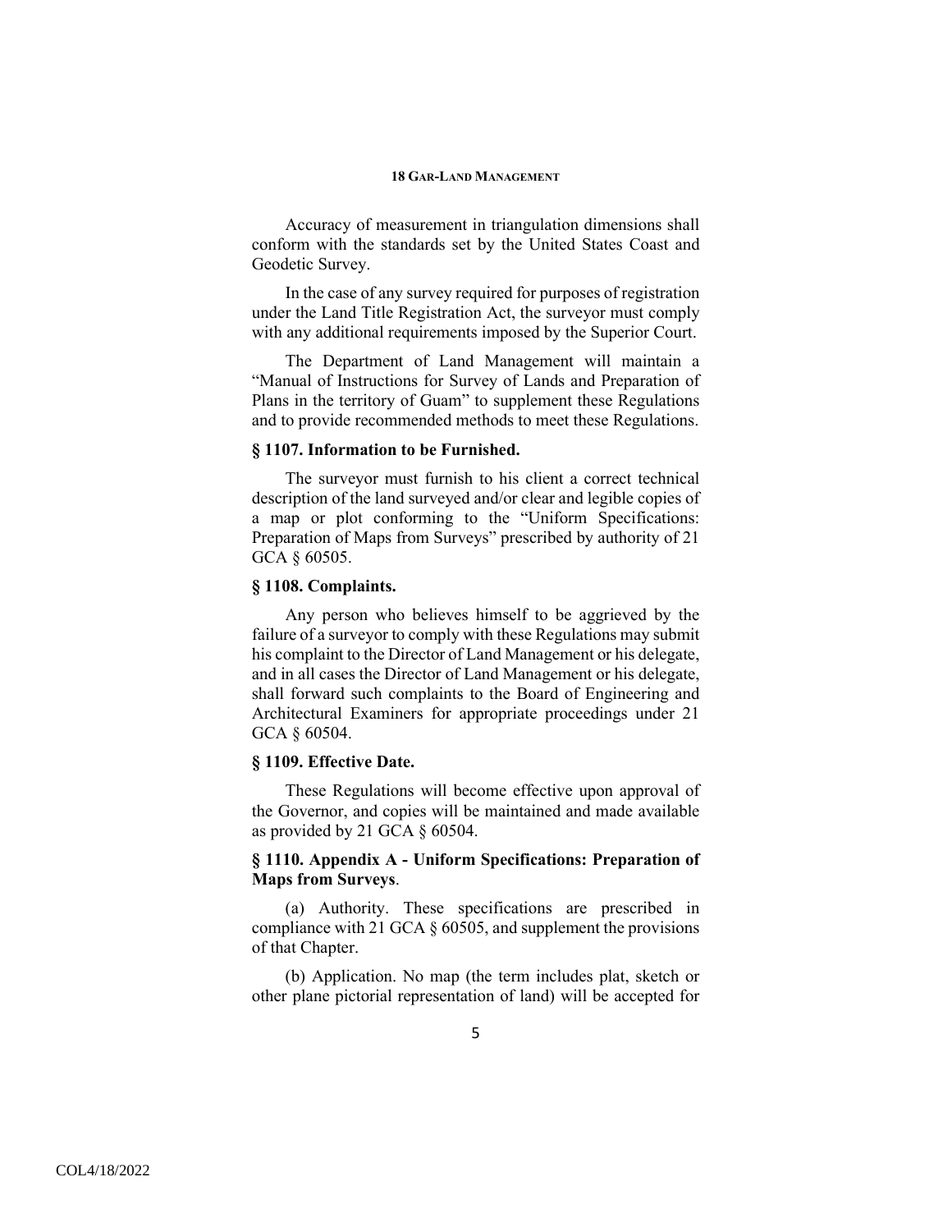Accuracy of measurement in triangulation dimensions shall conform with the standards set by the United States Coast and Geodetic Survey.

In the case of any survey required for purposes of registration under the Land Title Registration Act, the surveyor must comply with any additional requirements imposed by the Superior Court.

The Department of Land Management will maintain a "Manual of Instructions for Survey of Lands and Preparation of Plans in the territory of Guam" to supplement these Regulations and to provide recommended methods to meet these Regulations.

### § 1107. Information to be Furnished.

The surveyor must furnish to his client a correct technical description of the land surveyed and/or clear and legible copies of a map or plot conforming to the "Uniform Specifications: Preparation of Maps from Surveys" prescribed by authority of 21 GCA § 60505.

### § 1108. Complaints.

Any person who believes himself to be aggrieved by the failure of a surveyor to comply with these Regulations may submit his complaint to the Director of Land Management or his delegate, and in all cases the Director of Land Management or his delegate, shall forward such complaints to the Board of Engineering and Architectural Examiners for appropriate proceedings under 21 GCA § 60504.

### § 1109. Effective Date.

These Regulations will become effective upon approval of the Governor, and copies will be maintained and made available as provided by 21 GCA § 60504.

### § 1110. Appendix A - Uniform Specifications: Preparation of Maps from Surveys.

(a) Authority. These specifications are prescribed in compliance with 21 GCA § 60505, and supplement the provisions of that Chapter.

(b) Application. No map (the term includes plat, sketch or other plane pictorial representation of land) will be accepted for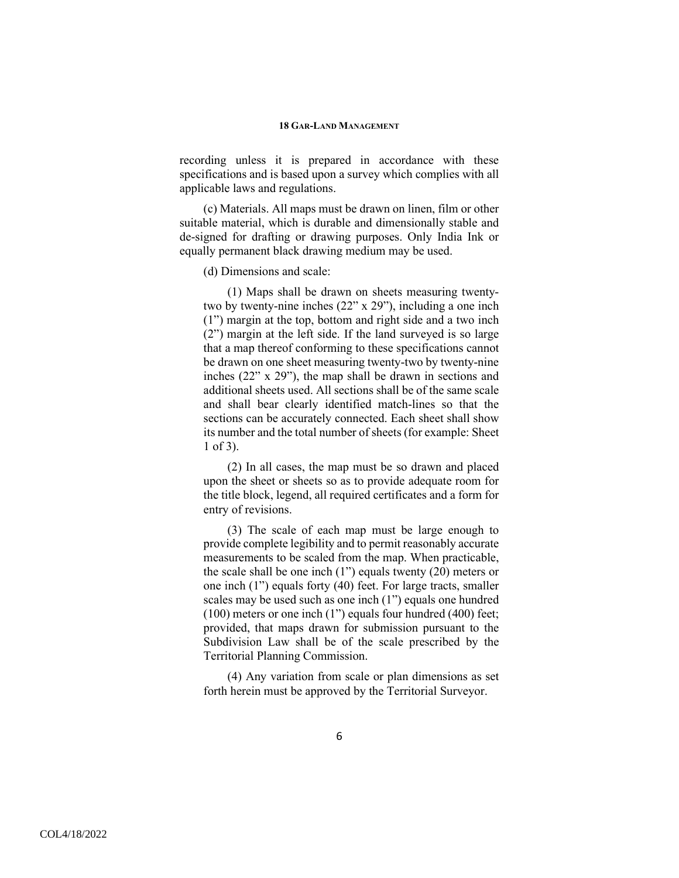recording unless it is prepared in accordance with these specifications and is based upon a survey which complies with all applicable laws and regulations.

(c) Materials. All maps must be drawn on linen, film or other suitable material, which is durable and dimensionally stable and de-signed for drafting or drawing purposes. Only India Ink or equally permanent black drawing medium may be used.

(d) Dimensions and scale:

(1) Maps shall be drawn on sheets measuring twenty-two by twenty-nine inches (22" x 29"), including a one inch (1") margin at the top, bottom and right side and a two inch (2") margin at the left side. If the land surveyed is so large that a map thereof conforming to these specifications cannot be drawn on one sheet measuring twenty-two by twenty-nine inches (22" x 29"), the map shall be drawn in sections and additional sheets used. All sections shall be of the same scale and shall bear clearly identified match-lines so that the sections can be accurately connected. Each sheet shall show its number and the total number of sheets (for example: Sheet 1 of 3).

(2) In all cases, the map must be so drawn and placed upon the sheet or sheets so as to provide adequate room for the title block, legend, all required certificates and a form for entry of revisions.

(3) The scale of each map must be large enough to provide complete legibility and to permit reasonably accurate measurements to be scaled from the map. When practicable, the scale shall be one inch (1") equals twenty (20) meters or one inch (1") equals forty (40) feet. For large tracts, smaller scales may be used such as one inch (1") equals one hundred (100) meters or one inch (1") equals four hundred (400) feet; provided, that maps drawn for submission pursuant to the Subdivision Law shall be of the scale prescribed by the Territorial Planning Commission.

(4) Any variation from scale or plan dimensions as set forth herein must be approved by the Territorial Surveyor.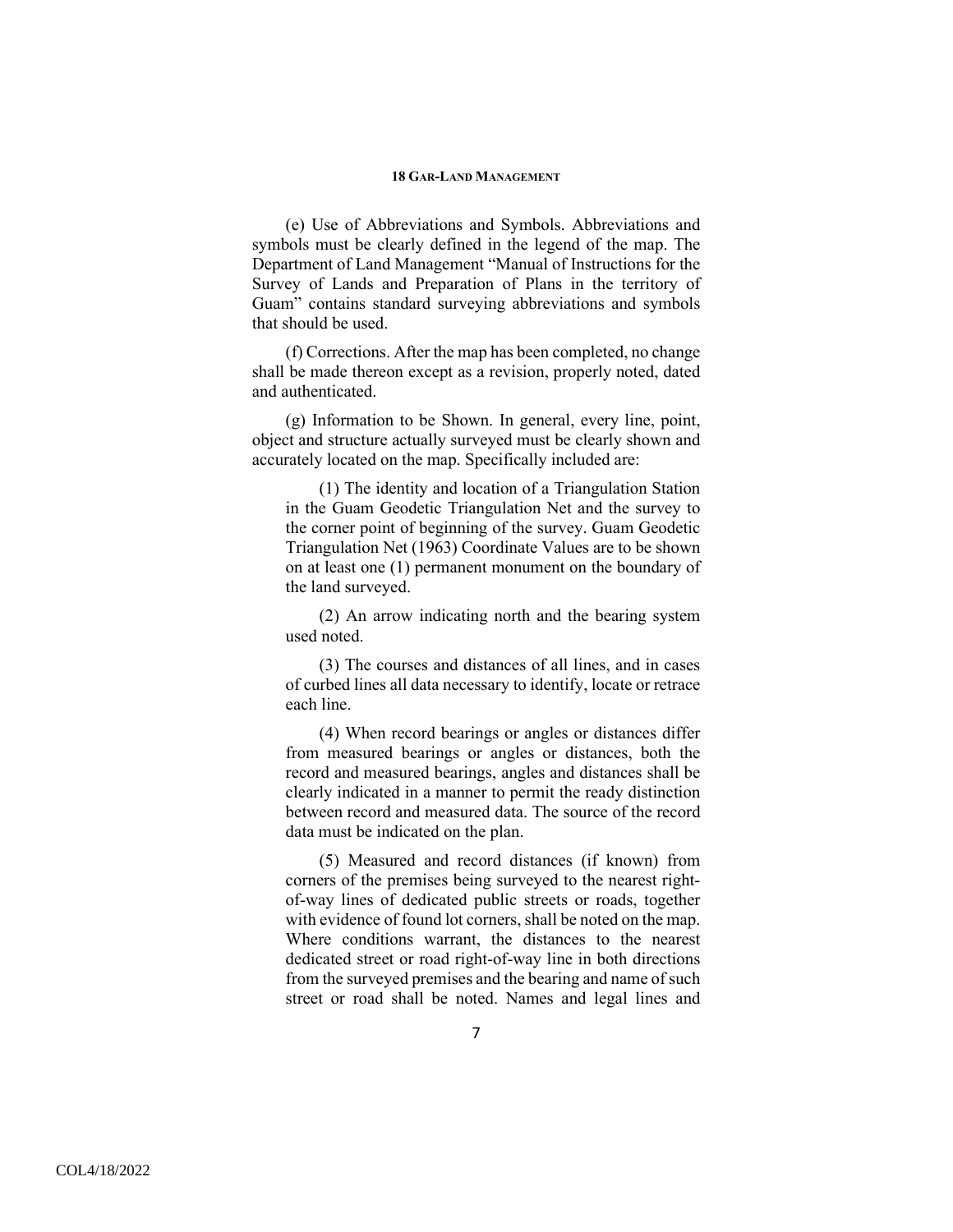(e) Use of Abbreviations and Symbols. Abbreviations and symbols must be clearly defined in the legend of the map. The Department of Land Management "Manual of Instructions for the Survey of Lands and Preparation of Plans in the territory of Guam" contains standard surveying abbreviations and symbols that should be used.

(f) Corrections. After the map has been completed, no change shall be made thereon except as a revision, properly noted, dated and authenticated.

(g) Information to be Shown. In general, every line, point, object and structure actually surveyed must be clearly shown and accurately located on the map. Specifically included are:

(1) The identity and location of a Triangulation Station in the Guam Geodetic Triangulation Net and the survey to the corner point of beginning of the survey. Guam Geodetic Triangulation Net (1963) Coordinate Values are to be shown on at least one (1) permanent monument on the boundary of the land surveyed.

(2) An arrow indicating north and the bearing system used noted.

(3) The courses and distances of all lines, and in cases of curbed lines all data necessary to identify, locate or retrace each line.

(4) When record bearings or angles or distances differ from measured bearings or angles or distances, both the record and measured bearings, angles and distances shall be clearly indicated in a manner to permit the ready distinction between record and measured data. The source of the record data must be indicated on the plan.

(5) Measured and record distances (if known) from corners of the premises being surveyed to the nearest right-of-way lines of dedicated public streets or roads, together with evidence of found lot corners, shall be noted on the map. Where conditions warrant, the distances to the nearest dedicated street or road right-of-way line in both directions from the surveyed premises and the bearing and name of such street or road shall be noted. Names and legal lines and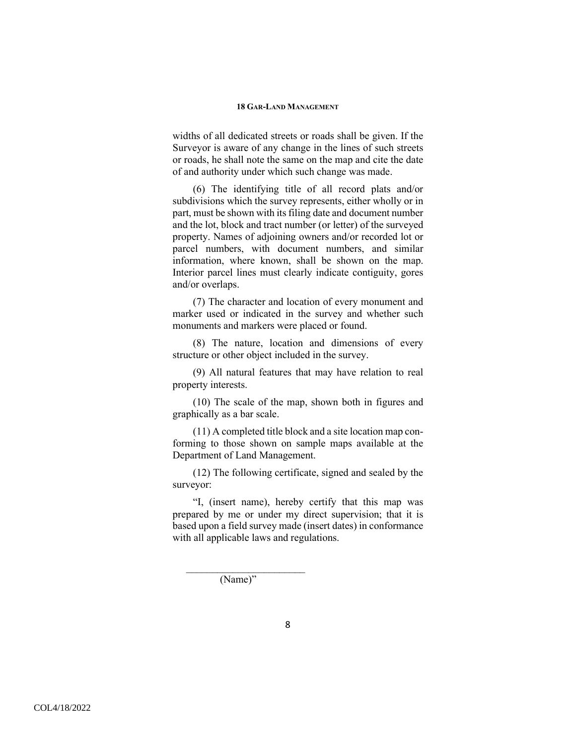widths of all dedicated streets or roads shall be given. If the Surveyor is aware of any change in the lines of such streets or roads, he shall note the same on the map and cite the date of and authority under which such change was made.

(6) The identifying title of all record plats and/or subdivisions which the survey represents, either wholly or in part, must be shown with its filing date and document number and the lot, block and tract number (or letter) of the surveyed property. Names of adjoining owners and/or recorded lot or parcel numbers, with document numbers, and similar information, where known, shall be shown on the map. Interior parcel lines must clearly indicate contiguity, gores and/or overlaps.

(7) The character and location of every monument and marker used or indicated in the survey and whether such monuments and markers were placed or found.

(8) The nature, location and dimensions of every structure or other object included in the survey.

(9) All natural features that may have relation to real property interests.

(10) The scale of the map, shown both in figures and graphically as a bar scale.

(11) A completed title block and a site location map conforming to those shown on sample maps available at the Department of Land Management.

(12) The following certificate, signed and sealed by the surveyor:

"I, (insert name), hereby certify that this map was prepared by me or under my direct supervision; that it is based upon a field survey made (insert dates) in conformance with all applicable laws and regulations.

\_\_\_\_\_\_\_\_\_\_\_\_\_\_\_\_\_\_\_\_\_\_\_\_

(Name)"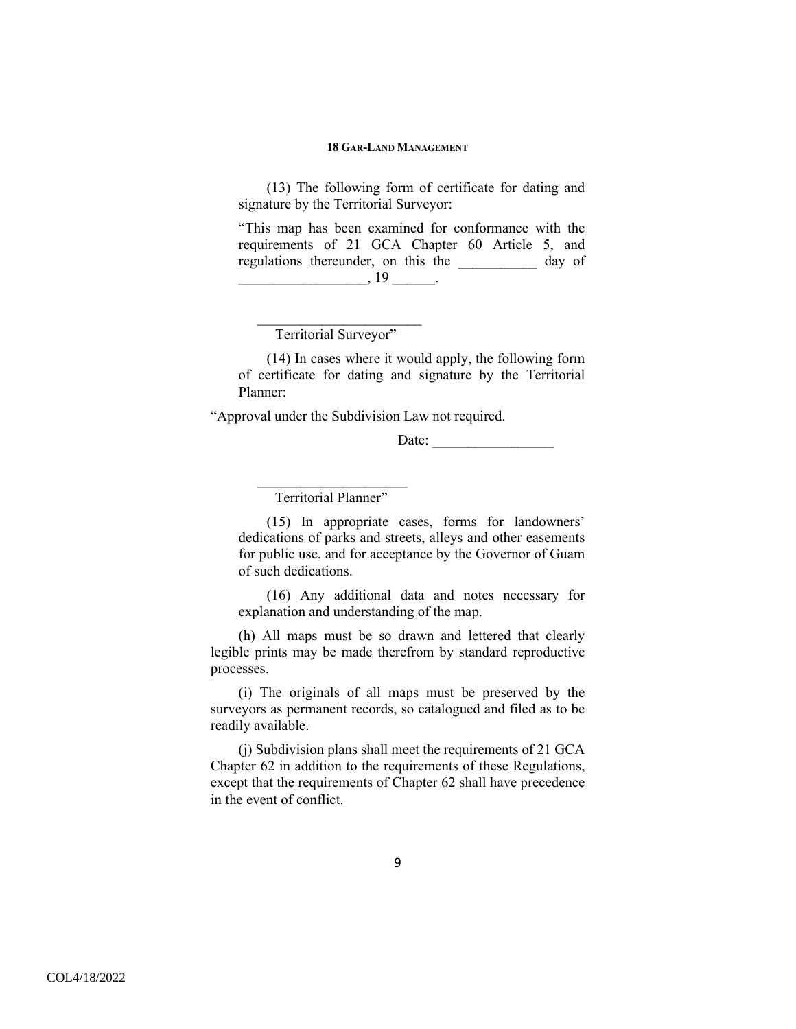(13) The following form of certificate for dating and signature by the Territorial Surveyor:

"This map has been examined for conformance with the requirements of 21 GCA Chapter 60 Article 5, and regulations thereunder, on this the ___________ day of __________________, 19 ______.

_______________________
Territorial Surveyor"

(14) In cases where it would apply, the following form of certificate for dating and signature by the Territorial Planner:

"Approval under the Subdivision Law not required.

Date: _________________

_____________________
Territorial Planner"

(15) In appropriate cases, forms for landowners' dedications of parks and streets, alleys and other easements for public use, and for acceptance by the Governor of Guam of such dedications.

(16) Any additional data and notes necessary for explanation and understanding of the map.

(h) All maps must be so drawn and lettered that clearly legible prints may be made therefrom by standard reproductive processes.

(i) The originals of all maps must be preserved by the surveyors as permanent records, so catalogued and filed as to be readily available.

(j) Subdivision plans shall meet the requirements of 21 GCA Chapter 62 in addition to the requirements of these Regulations, except that the requirements of Chapter 62 shall have precedence in the event of conflict.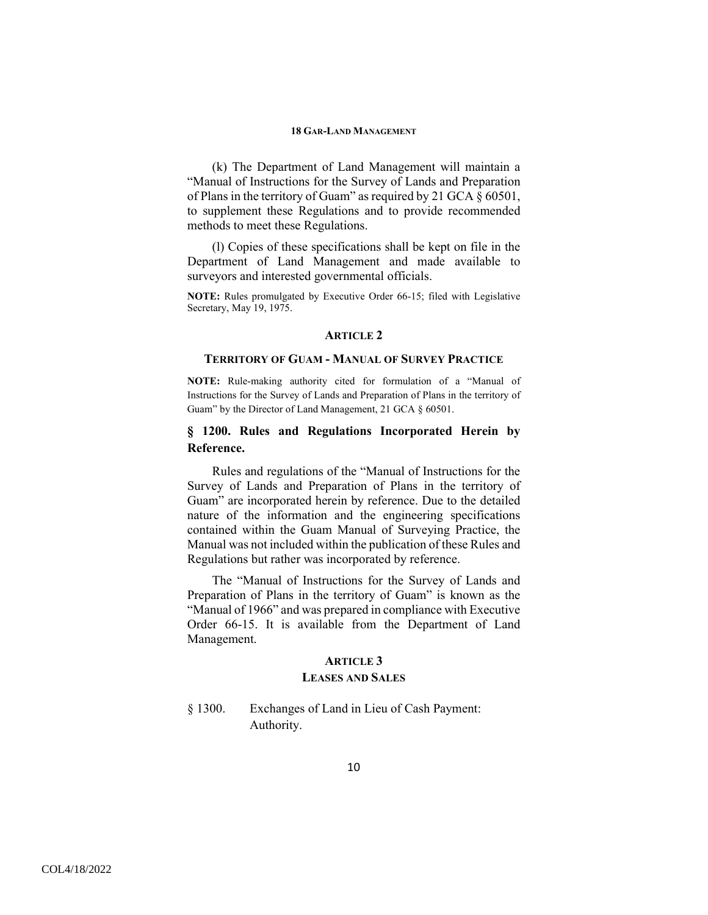(k) The Department of Land Management will maintain a "Manual of Instructions for the Survey of Lands and Preparation of Plans in the territory of Guam" as required by 21 GCA § 60501, to supplement these Regulations and to provide recommended methods to meet these Regulations.

(l) Copies of these specifications shall be kept on file in the Department of Land Management and made available to surveyors and interested governmental officials.

**NOTE:** Rules promulgated by Executive Order 66-15; filed with Legislative Secretary, May 19, 1975.

## ARTICLE 2

## TERRITORY OF GUAM - MANUAL OF SURVEY PRACTICE

**NOTE:** Rule-making authority cited for formulation of a "Manual of Instructions for the Survey of Lands and Preparation of Plans in the territory of Guam" by the Director of Land Management, 21 GCA § 60501.

### § 1200. Rules and Regulations Incorporated Herein by Reference.

Rules and regulations of the "Manual of Instructions for the Survey of Lands and Preparation of Plans in the territory of Guam" are incorporated herein by reference. Due to the detailed nature of the information and the engineering specifications contained within the Guam Manual of Surveying Practice, the Manual was not included within the publication of these Rules and Regulations but rather was incorporated by reference.

The "Manual of Instructions for the Survey of Lands and Preparation of Plans in the territory of Guam" is known as the "Manual of 1966" and was prepared in compliance with Executive Order 66-15. It is available from the Department of Land Management.

## ARTICLE 3

## LEASES AND SALES

§ 1300. Exchanges of Land in Lieu of Cash Payment: Authority.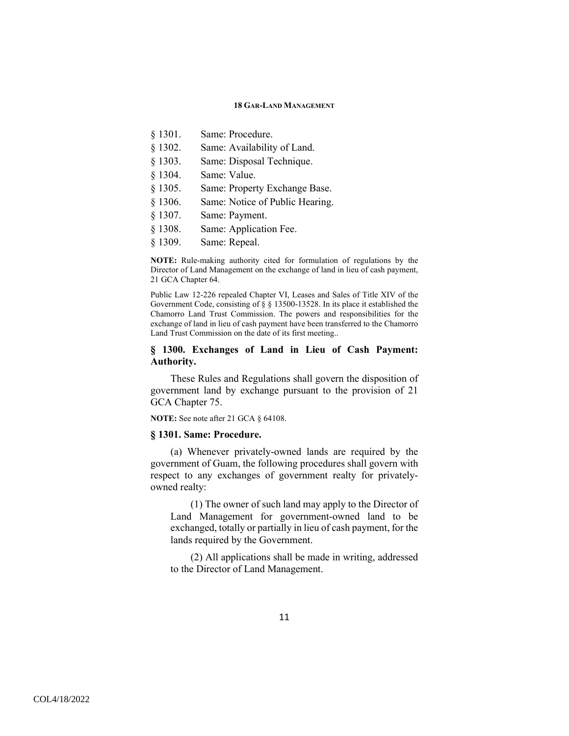§ 1301. Same: Procedure.
§ 1302. Same: Availability of Land.
§ 1303. Same: Disposal Technique.
§ 1304. Same: Value.
§ 1305. Same: Property Exchange Base.
§ 1306. Same: Notice of Public Hearing.
§ 1307. Same: Payment.
§ 1308. Same: Application Fee.
§ 1309. Same: Repeal.

**NOTE:** Rule-making authority cited for formulation of regulations by the Director of Land Management on the exchange of land in lieu of cash payment, 21 GCA Chapter 64.

Public Law 12-226 repealed Chapter VI, Leases and Sales of Title XIV of the Government Code, consisting of § § 13500-13528. In its place it established the Chamorro Land Trust Commission. The powers and responsibilities for the exchange of land in lieu of cash payment have been transferred to the Chamorro Land Trust Commission on the date of its first meeting..

### § 1300. Exchanges of Land in Lieu of Cash Payment: Authority.

These Rules and Regulations shall govern the disposition of government land by exchange pursuant to the provision of 21 GCA Chapter 75.

**NOTE:** See note after 21 GCA § 64108.

### § 1301. Same: Procedure.

(a) Whenever privately-owned lands are required by the government of Guam, the following procedures shall govern with respect to any exchanges of government realty for privately-owned realty:

(1) The owner of such land may apply to the Director of Land Management for government-owned land to be exchanged, totally or partially in lieu of cash payment, for the lands required by the Government.

(2) All applications shall be made in writing, addressed to the Director of Land Management.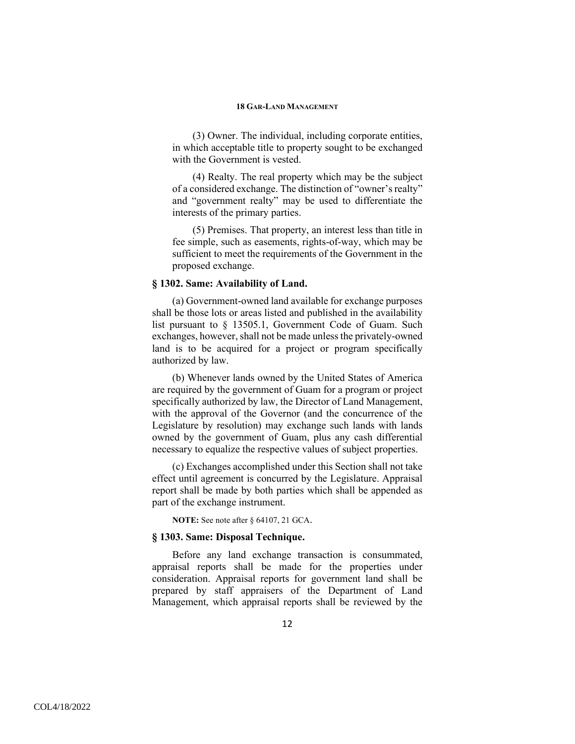(3) Owner. The individual, including corporate entities, in which acceptable title to property sought to be exchanged with the Government is vested.

(4) Realty. The real property which may be the subject of a considered exchange. The distinction of "owner's realty" and "government realty" may be used to differentiate the interests of the primary parties.

(5) Premises. That property, an interest less than title in fee simple, such as easements, rights-of-way, which may be sufficient to meet the requirements of the Government in the proposed exchange.

### § 1302. Same: Availability of Land.

(a) Government-owned land available for exchange purposes shall be those lots or areas listed and published in the availability list pursuant to § 13505.1, Government Code of Guam. Such exchanges, however, shall not be made unless the privately-owned land is to be acquired for a project or program specifically authorized by law.

(b) Whenever lands owned by the United States of America are required by the government of Guam for a program or project specifically authorized by law, the Director of Land Management, with the approval of the Governor (and the concurrence of the Legislature by resolution) may exchange such lands with lands owned by the government of Guam, plus any cash differential necessary to equalize the respective values of subject properties.

(c) Exchanges accomplished under this Section shall not take effect until agreement is concurred by the Legislature. Appraisal report shall be made by both parties which shall be appended as part of the exchange instrument.

**NOTE:** See note after § 64107, 21 GCA.

### § 1303. Same: Disposal Technique.

Before any land exchange transaction is consummated, appraisal reports shall be made for the properties under consideration. Appraisal reports for government land shall be prepared by staff appraisers of the Department of Land Management, which appraisal reports shall be reviewed by the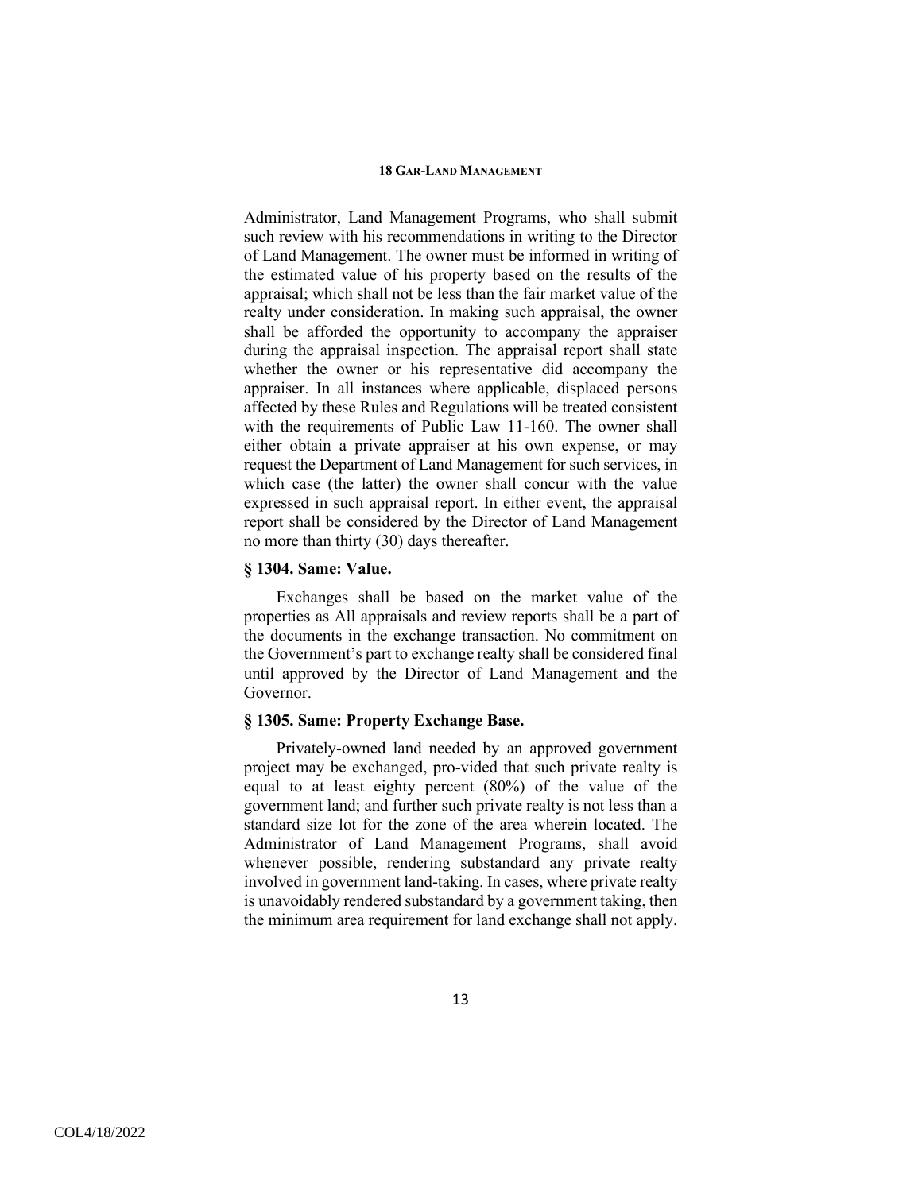Administrator, Land Management Programs, who shall submit such review with his recommendations in writing to the Director of Land Management. The owner must be informed in writing of the estimated value of his property based on the results of the appraisal; which shall not be less than the fair market value of the realty under consideration. In making such appraisal, the owner shall be afforded the opportunity to accompany the appraiser during the appraisal inspection. The appraisal report shall state whether the owner or his representative did accompany the appraiser. In all instances where applicable, displaced persons affected by these Rules and Regulations will be treated consistent with the requirements of Public Law 11-160. The owner shall either obtain a private appraiser at his own expense, or may request the Department of Land Management for such services, in which case (the latter) the owner shall concur with the value expressed in such appraisal report. In either event, the appraisal report shall be considered by the Director of Land Management no more than thirty (30) days thereafter.

### § 1304. Same: Value.

Exchanges shall be based on the market value of the properties as All appraisals and review reports shall be a part of the documents in the exchange transaction. No commitment on the Government's part to exchange realty shall be considered final until approved by the Director of Land Management and the Governor.

### § 1305. Same: Property Exchange Base.

Privately-owned land needed by an approved government project may be exchanged, pro-vided that such private realty is equal to at least eighty percent (80%) of the value of the government land; and further such private realty is not less than a standard size lot for the zone of the area wherein located. The Administrator of Land Management Programs, shall avoid whenever possible, rendering substandard any private realty involved in government land-taking. In cases, where private realty is unavoidably rendered substandard by a government taking, then the minimum area requirement for land exchange shall not apply.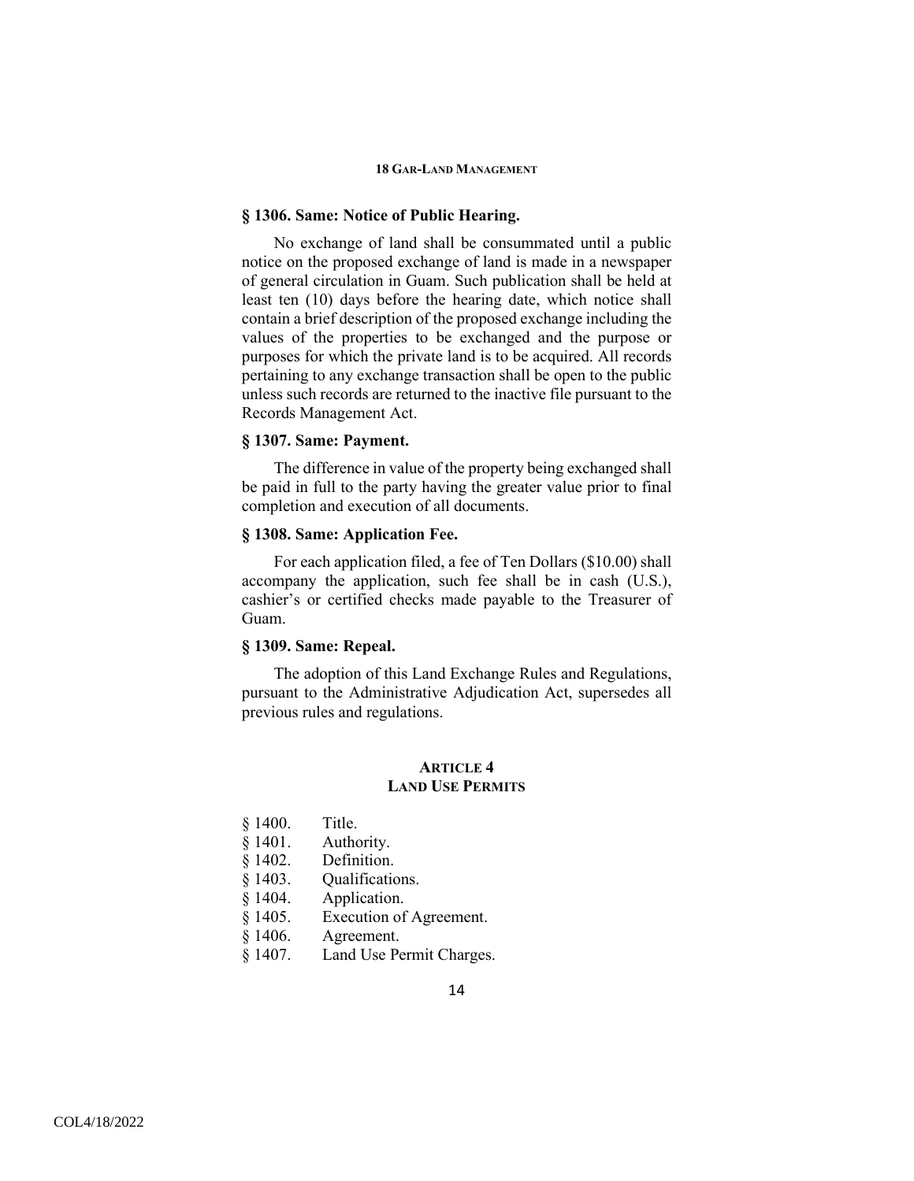### § 1306. Same: Notice of Public Hearing.

No exchange of land shall be consummated until a public notice on the proposed exchange of land is made in a newspaper of general circulation in Guam. Such publication shall be held at least ten (10) days before the hearing date, which notice shall contain a brief description of the proposed exchange including the values of the properties to be exchanged and the purpose or purposes for which the private land is to be acquired. All records pertaining to any exchange transaction shall be open to the public unless such records are returned to the inactive file pursuant to the Records Management Act.

### § 1307. Same: Payment.

The difference in value of the property being exchanged shall be paid in full to the party having the greater value prior to final completion and execution of all documents.

### § 1308. Same: Application Fee.

For each application filed, a fee of Ten Dollars ($10.00) shall accompany the application, such fee shall be in cash (U.S.), cashier's or certified checks made payable to the Treasurer of Guam.

### § 1309. Same: Repeal.

The adoption of this Land Exchange Rules and Regulations, pursuant to the Administrative Adjudication Act, supersedes all previous rules and regulations.

## ARTICLE 4
## LAND USE PERMITS

§ 1400. Title.
§ 1401. Authority.
§ 1402. Definition.
§ 1403. Qualifications.
§ 1404. Application.
§ 1405. Execution of Agreement.
§ 1406. Agreement.
§ 1407. Land Use Permit Charges.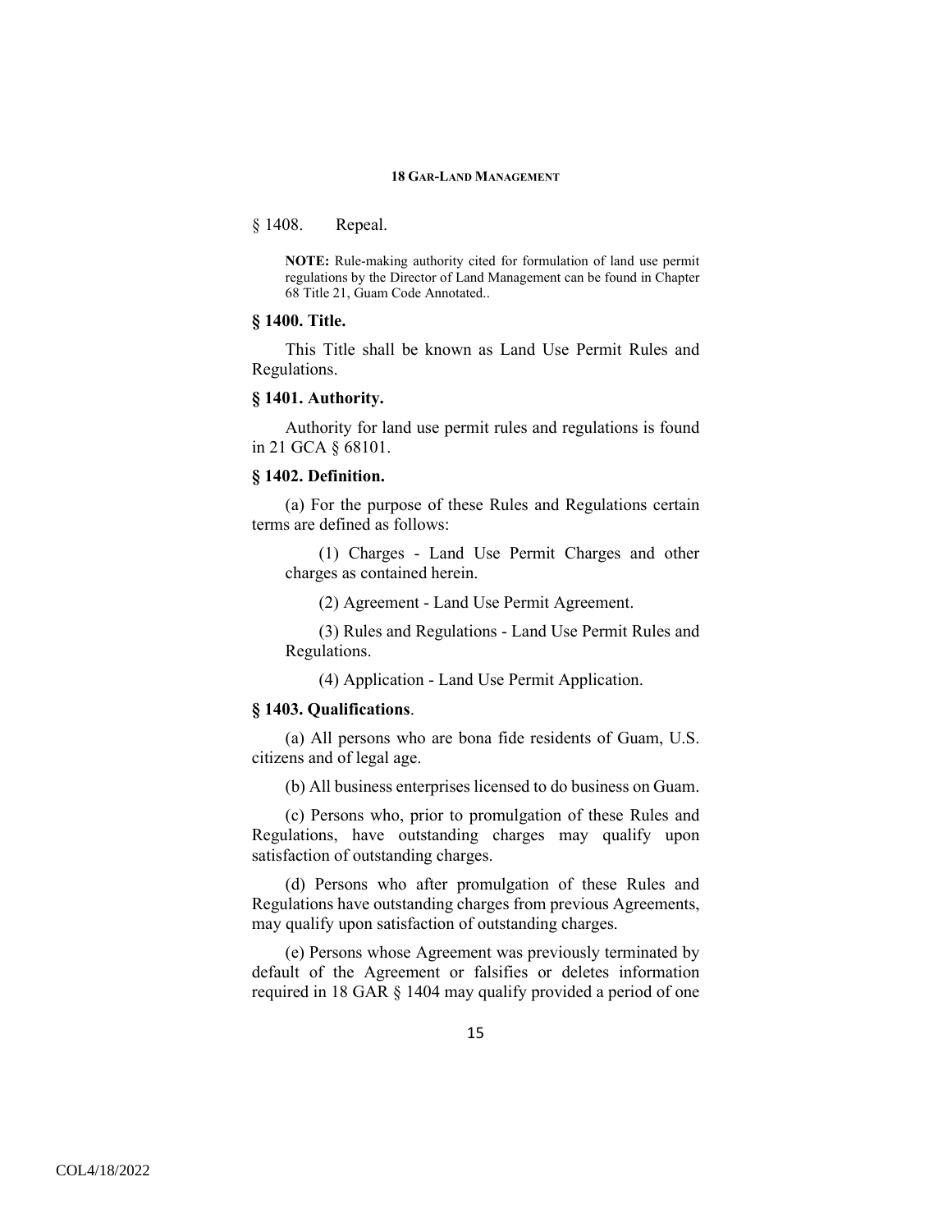§ 1408. Repeal.

**NOTE:** Rule-making authority cited for formulation of land use permit regulations by the Director of Land Management can be found in Chapter 68 Title 21, Guam Code Annotated..

### § 1400. Title.

This Title shall be known as Land Use Permit Rules and Regulations.

### § 1401. Authority.

Authority for land use permit rules and regulations is found in 21 GCA § 68101.

### § 1402. Definition.

(a) For the purpose of these Rules and Regulations certain terms are defined as follows:

(1) Charges - Land Use Permit Charges and other charges as contained herein.

(2) Agreement - Land Use Permit Agreement.

(3) Rules and Regulations - Land Use Permit Rules and Regulations.

(4) Application - Land Use Permit Application.

### § 1403. Qualifications.

(a) All persons who are bona fide residents of Guam, U.S. citizens and of legal age.

(b) All business enterprises licensed to do business on Guam.

(c) Persons who, prior to promulgation of these Rules and Regulations, have outstanding charges may qualify upon satisfaction of outstanding charges.

(d) Persons who after promulgation of these Rules and Regulations have outstanding charges from previous Agreements, may qualify upon satisfaction of outstanding charges.

(e) Persons whose Agreement was previously terminated by default of the Agreement or falsifies or deletes information required in 18 GAR § 1404 may qualify provided a period of one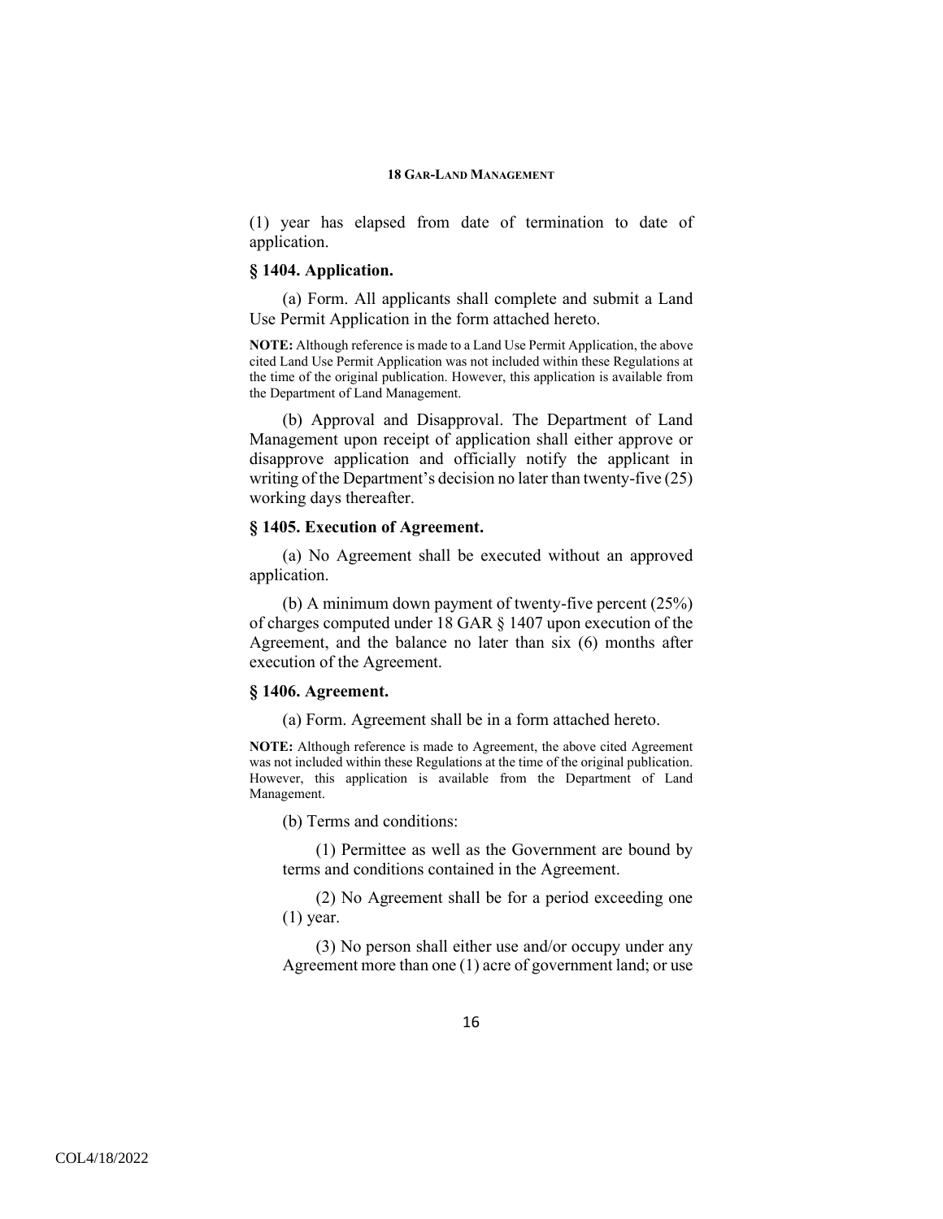(1) year has elapsed from date of termination to date of application.

### § 1404. Application.

(a) Form. All applicants shall complete and submit a Land Use Permit Application in the form attached hereto.

**NOTE:** Although reference is made to a Land Use Permit Application, the above cited Land Use Permit Application was not included within these Regulations at the time of the original publication. However, this application is available from the Department of Land Management.

(b) Approval and Disapproval. The Department of Land Management upon receipt of application shall either approve or disapprove application and officially notify the applicant in writing of the Department's decision no later than twenty-five (25) working days thereafter.

### § 1405. Execution of Agreement.

(a) No Agreement shall be executed without an approved application.

(b) A minimum down payment of twenty-five percent (25%) of charges computed under 18 GAR § 1407 upon execution of the Agreement, and the balance no later than six (6) months after execution of the Agreement.

### § 1406. Agreement.

(a) Form. Agreement shall be in a form attached hereto.

**NOTE:** Although reference is made to Agreement, the above cited Agreement was not included within these Regulations at the time of the original publication. However, this application is available from the Department of Land Management.

(b) Terms and conditions:

(1) Permittee as well as the Government are bound by terms and conditions contained in the Agreement.

(2) No Agreement shall be for a period exceeding one (1) year.

(3) No person shall either use and/or occupy under any Agreement more than one (1) acre of government land; or use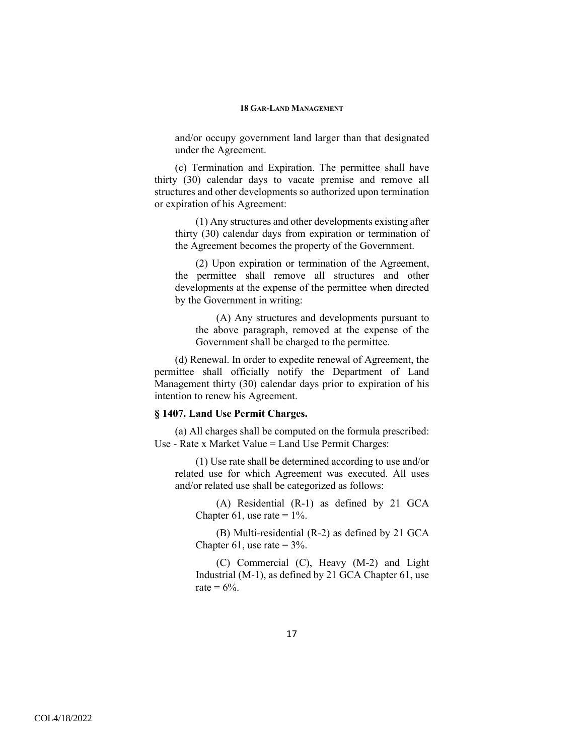and/or occupy government land larger than that designated under the Agreement.

(c) Termination and Expiration. The permittee shall have thirty (30) calendar days to vacate premise and remove all structures and other developments so authorized upon termination or expiration of his Agreement:

(1) Any structures and other developments existing after thirty (30) calendar days from expiration or termination of the Agreement becomes the property of the Government.

(2) Upon expiration or termination of the Agreement, the permittee shall remove all structures and other developments at the expense of the permittee when directed by the Government in writing:

(A) Any structures and developments pursuant to the above paragraph, removed at the expense of the Government shall be charged to the permittee.

(d) Renewal. In order to expedite renewal of Agreement, the permittee shall officially notify the Department of Land Management thirty (30) calendar days prior to expiration of his intention to renew his Agreement.

**§ 1407. Land Use Permit Charges.**

(a) All charges shall be computed on the formula prescribed: Use - Rate x Market Value = Land Use Permit Charges:

(1) Use rate shall be determined according to use and/or related use for which Agreement was executed. All uses and/or related use shall be categorized as follows:

(A) Residential (R-1) as defined by 21 GCA Chapter 61, use rate = 1%.

(B) Multi-residential (R-2) as defined by 21 GCA Chapter 61, use rate = 3%.

(C) Commercial (C), Heavy (M-2) and Light Industrial (M-1), as defined by 21 GCA Chapter 61, use rate = 6%.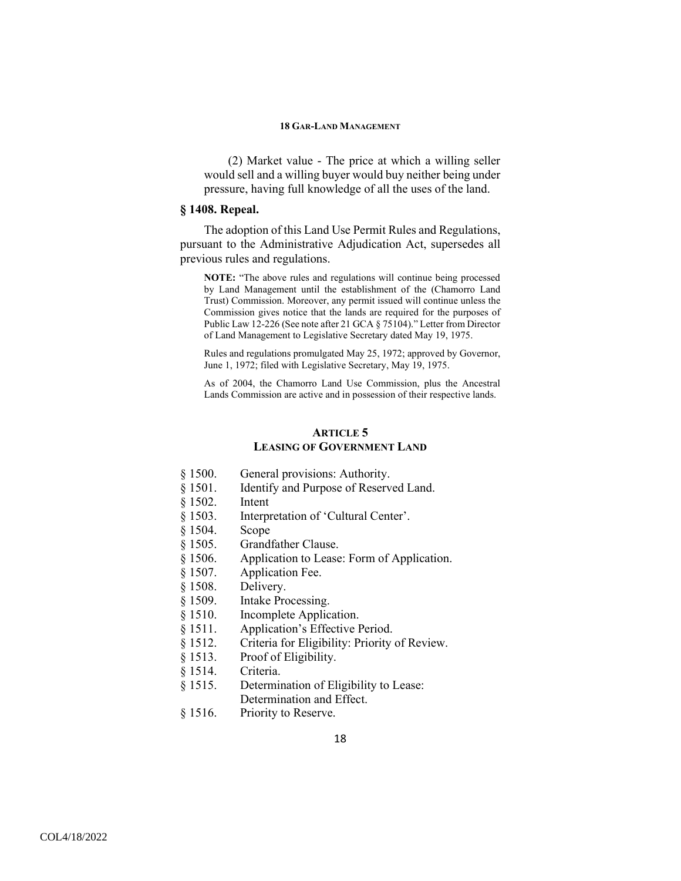(2) Market value - The price at which a willing seller would sell and a willing buyer would buy neither being under pressure, having full knowledge of all the uses of the land.

### § 1408. Repeal.

The adoption of this Land Use Permit Rules and Regulations, pursuant to the Administrative Adjudication Act, supersedes all previous rules and regulations.

**NOTE:** "The above rules and regulations will continue being processed by Land Management until the establishment of the (Chamorro Land Trust) Commission. Moreover, any permit issued will continue unless the Commission gives notice that the lands are required for the purposes of Public Law 12-226 (See note after 21 GCA § 75104)." Letter from Director of Land Management to Legislative Secretary dated May 19, 1975.

Rules and regulations promulgated May 25, 1972; approved by Governor, June 1, 1972; filed with Legislative Secretary, May 19, 1975.

As of 2004, the Chamorro Land Use Commission, plus the Ancestral Lands Commission are active and in possession of their respective lands.

## ARTICLE 5
## LEASING OF GOVERNMENT LAND

§ 1500. General provisions: Authority.
§ 1501. Identify and Purpose of Reserved Land.
§ 1502. Intent
§ 1503. Interpretation of 'Cultural Center'.
§ 1504. Scope
§ 1505. Grandfather Clause.
§ 1506. Application to Lease: Form of Application.
§ 1507. Application Fee.
§ 1508. Delivery.
§ 1509. Intake Processing.
§ 1510. Incomplete Application.
§ 1511. Application's Effective Period.
§ 1512. Criteria for Eligibility: Priority of Review.
§ 1513. Proof of Eligibility.
§ 1514. Criteria.
§ 1515. Determination of Eligibility to Lease: Determination and Effect.
§ 1516. Priority to Reserve.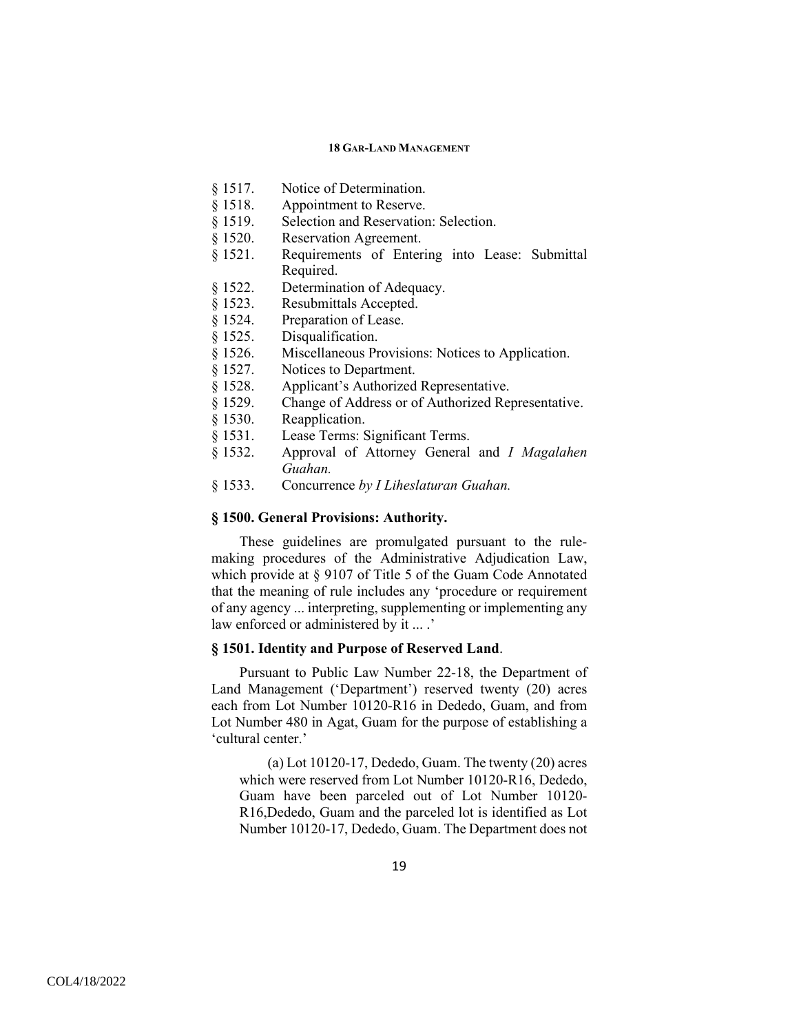§ 1517. Notice of Determination.
§ 1518. Appointment to Reserve.
§ 1519. Selection and Reservation: Selection.
§ 1520. Reservation Agreement.
§ 1521. Requirements of Entering into Lease: Submittal Required.
§ 1522. Determination of Adequacy.
§ 1523. Resubmittals Accepted.
§ 1524. Preparation of Lease.
§ 1525. Disqualification.
§ 1526. Miscellaneous Provisions: Notices to Application.
§ 1527. Notices to Department.
§ 1528. Applicant's Authorized Representative.
§ 1529. Change of Address or of Authorized Representative.
§ 1530. Reapplication.
§ 1531. Lease Terms: Significant Terms.
§ 1532. Approval of Attorney General and *I Magalahen Guahan.*
§ 1533. Concurrence *by I Liheslaturan Guahan.*

### § 1500. General Provisions: Authority.

These guidelines are promulgated pursuant to the rule-making procedures of the Administrative Adjudication Law, which provide at § 9107 of Title 5 of the Guam Code Annotated that the meaning of rule includes any 'procedure or requirement of any agency ... interpreting, supplementing or implementing any law enforced or administered by it ... .'

### § 1501. Identity and Purpose of Reserved Land.

Pursuant to Public Law Number 22-18, the Department of Land Management ('Department') reserved twenty (20) acres each from Lot Number 10120-R16 in Dededo, Guam, and from Lot Number 480 in Agat, Guam for the purpose of establishing a 'cultural center.'

(a) Lot 10120-17, Dededo, Guam. The twenty (20) acres which were reserved from Lot Number 10120-R16, Dededo, Guam have been parceled out of Lot Number 10120-R16,Dededo, Guam and the parceled lot is identified as Lot Number 10120-17, Dededo, Guam. The Department does not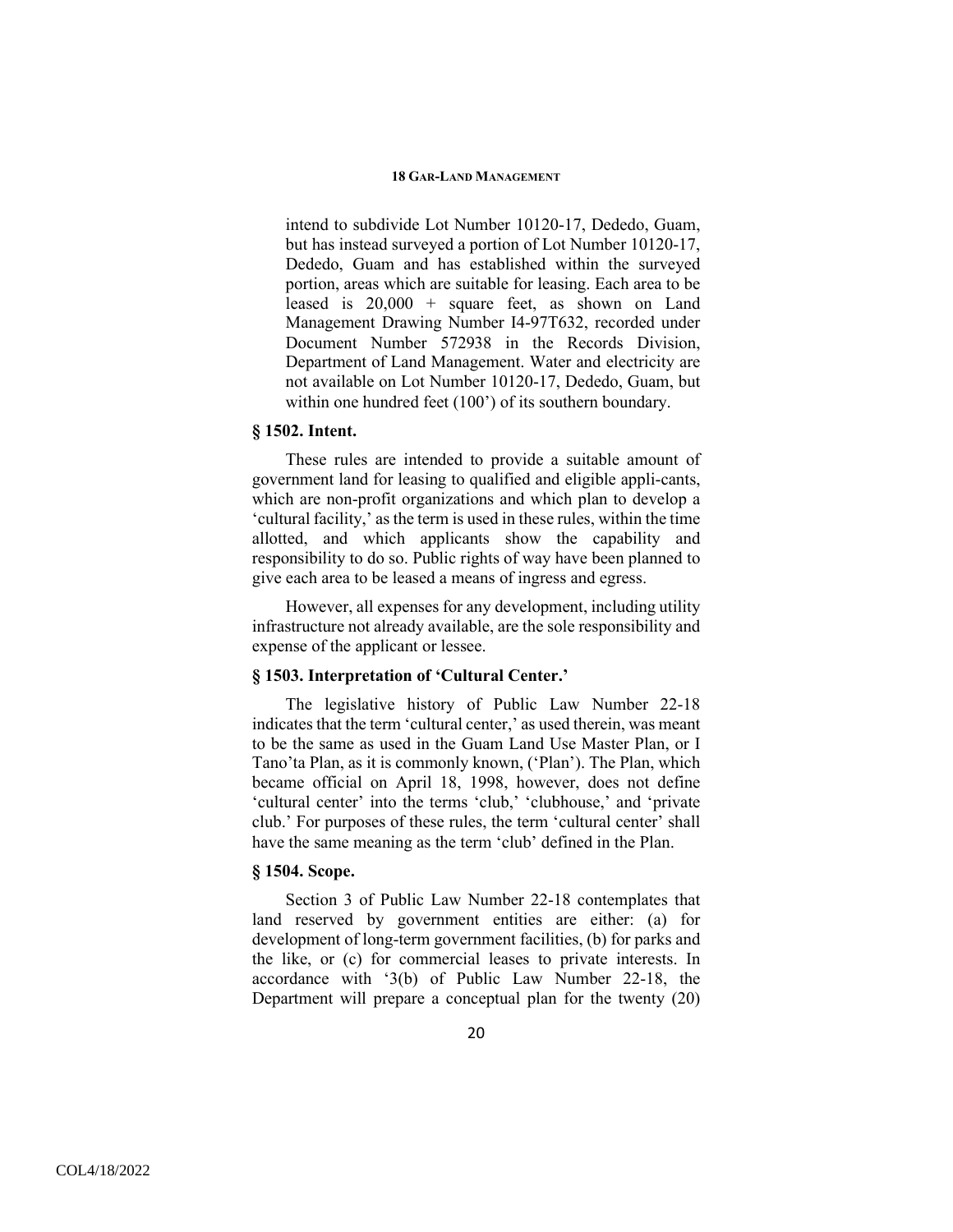intend to subdivide Lot Number 10120-17, Dededo, Guam, but has instead surveyed a portion of Lot Number 10120-17, Dededo, Guam and has established within the surveyed portion, areas which are suitable for leasing. Each area to be leased is 20,000 + square feet, as shown on Land Management Drawing Number I4-97T632, recorded under Document Number 572938 in the Records Division, Department of Land Management. Water and electricity are not available on Lot Number 10120-17, Dededo, Guam, but within one hundred feet (100') of its southern boundary.

### § 1502. Intent.

These rules are intended to provide a suitable amount of government land for leasing to qualified and eligible appli-cants, which are non-profit organizations and which plan to develop a 'cultural facility,' as the term is used in these rules, within the time allotted, and which applicants show the capability and responsibility to do so. Public rights of way have been planned to give each area to be leased a means of ingress and egress.

However, all expenses for any development, including utility infrastructure not already available, are the sole responsibility and expense of the applicant or lessee.

### § 1503. Interpretation of 'Cultural Center.'

The legislative history of Public Law Number 22-18 indicates that the term 'cultural center,' as used therein, was meant to be the same as used in the Guam Land Use Master Plan, or I Tano'ta Plan, as it is commonly known, ('Plan'). The Plan, which became official on April 18, 1998, however, does not define 'cultural center' into the terms 'club,' 'clubhouse,' and 'private club.' For purposes of these rules, the term 'cultural center' shall have the same meaning as the term 'club' defined in the Plan.

### § 1504. Scope.

Section 3 of Public Law Number 22-18 contemplates that land reserved by government entities are either: (a) for development of long-term government facilities, (b) for parks and the like, or (c) for commercial leases to private interests. In accordance with '3(b) of Public Law Number 22-18, the Department will prepare a conceptual plan for the twenty (20)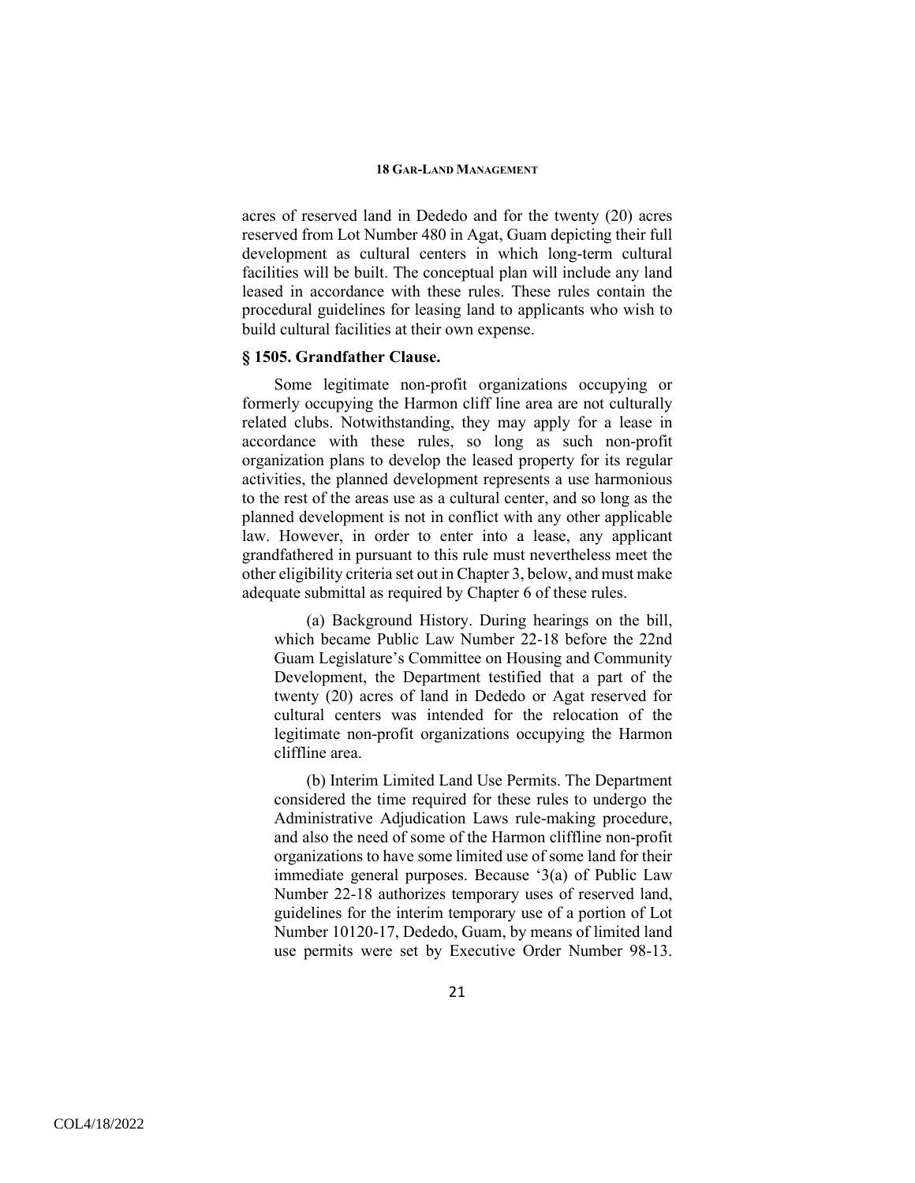acres of reserved land in Dededo and for the twenty (20) acres reserved from Lot Number 480 in Agat, Guam depicting their full development as cultural centers in which long-term cultural facilities will be built. The conceptual plan will include any land leased in accordance with these rules. These rules contain the procedural guidelines for leasing land to applicants who wish to build cultural facilities at their own expense.

### § 1505. Grandfather Clause.

Some legitimate non-profit organizations occupying or formerly occupying the Harmon cliff line area are not culturally related clubs. Notwithstanding, they may apply for a lease in accordance with these rules, so long as such non-profit organization plans to develop the leased property for its regular activities, the planned development represents a use harmonious to the rest of the areas use as a cultural center, and so long as the planned development is not in conflict with any other applicable law. However, in order to enter into a lease, any applicant grandfathered in pursuant to this rule must nevertheless meet the other eligibility criteria set out in Chapter 3, below, and must make adequate submittal as required by Chapter 6 of these rules.

(a) Background History. During hearings on the bill, which became Public Law Number 22-18 before the 22nd Guam Legislature's Committee on Housing and Community Development, the Department testified that a part of the twenty (20) acres of land in Dededo or Agat reserved for cultural centers was intended for the relocation of the legitimate non-profit organizations occupying the Harmon cliffline area.

(b) Interim Limited Land Use Permits. The Department considered the time required for these rules to undergo the Administrative Adjudication Laws rule-making procedure, and also the need of some of the Harmon cliffline non-profit organizations to have some limited use of some land for their immediate general purposes. Because '3(a) of Public Law Number 22-18 authorizes temporary uses of reserved land, guidelines for the interim temporary use of a portion of Lot Number 10120-17, Dededo, Guam, by means of limited land use permits were set by Executive Order Number 98-13.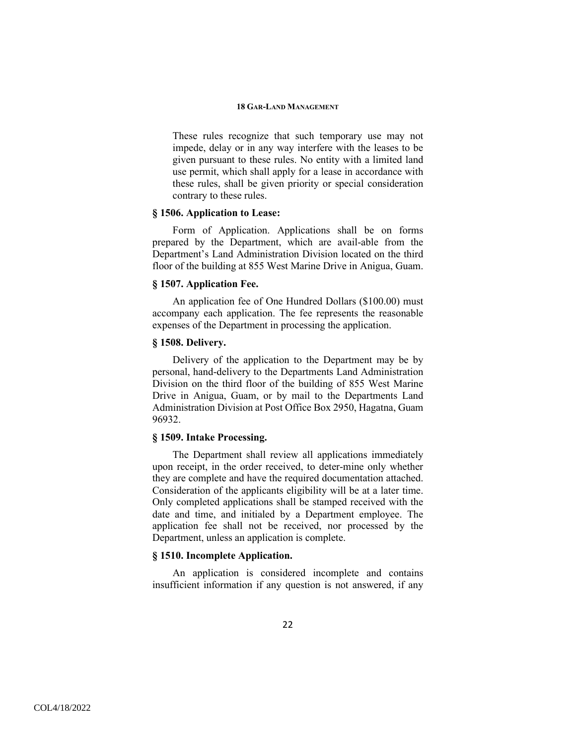These rules recognize that such temporary use may not impede, delay or in any way interfere with the leases to be given pursuant to these rules. No entity with a limited land use permit, which shall apply for a lease in accordance with these rules, shall be given priority or special consideration contrary to these rules.

### § 1506. Application to Lease:

Form of Application. Applications shall be on forms prepared by the Department, which are avail-able from the Department's Land Administration Division located on the third floor of the building at 855 West Marine Drive in Anigua, Guam.

### § 1507. Application Fee.

An application fee of One Hundred Dollars ($100.00) must accompany each application. The fee represents the reasonable expenses of the Department in processing the application.

### § 1508. Delivery.

Delivery of the application to the Department may be by personal, hand-delivery to the Departments Land Administration Division on the third floor of the building of 855 West Marine Drive in Anigua, Guam, or by mail to the Departments Land Administration Division at Post Office Box 2950, Hagatna, Guam 96932.

### § 1509. Intake Processing.

The Department shall review all applications immediately upon receipt, in the order received, to deter-mine only whether they are complete and have the required documentation attached. Consideration of the applicants eligibility will be at a later time. Only completed applications shall be stamped received with the date and time, and initialed by a Department employee. The application fee shall not be received, nor processed by the Department, unless an application is complete.

### § 1510. Incomplete Application.

An application is considered incomplete and contains insufficient information if any question is not answered, if any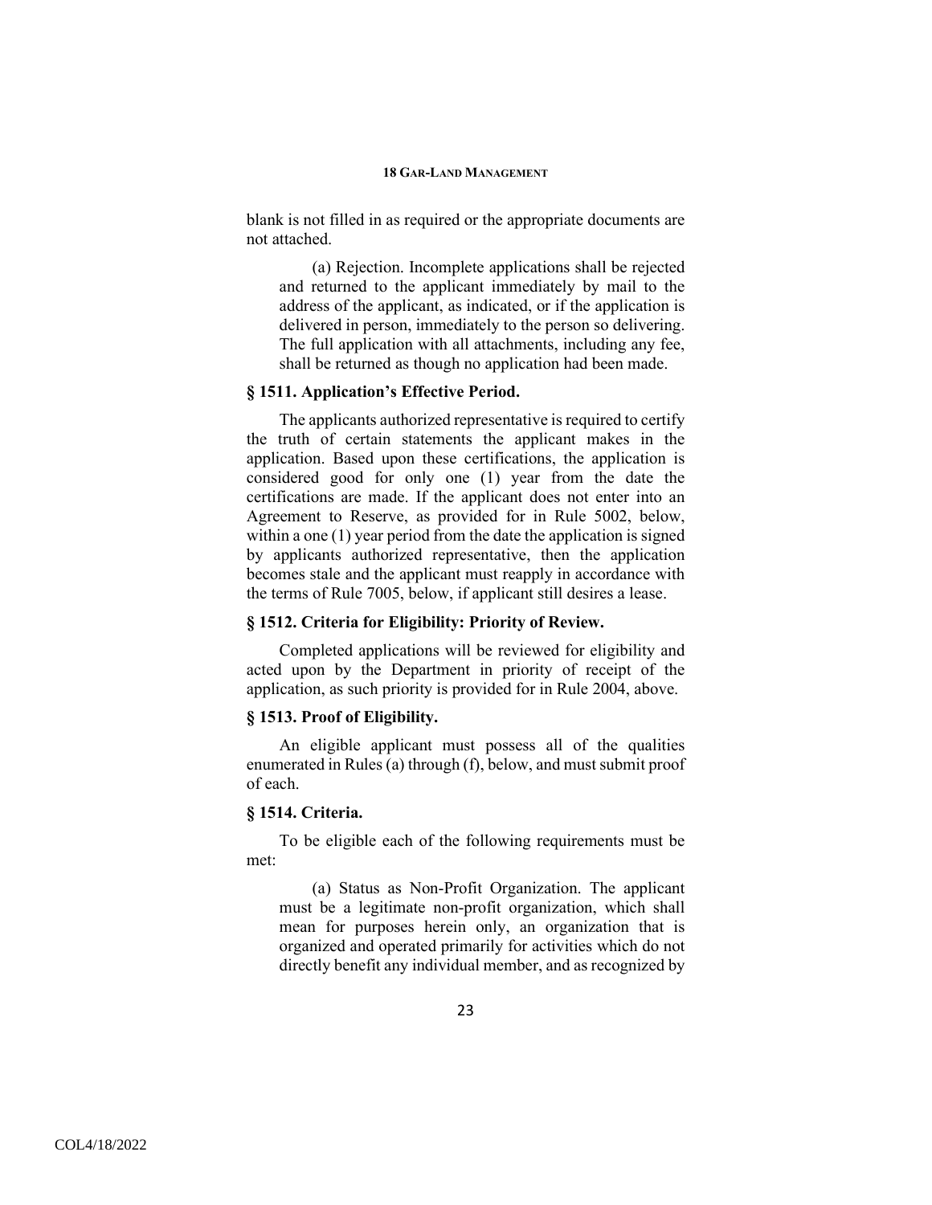blank is not filled in as required or the appropriate documents are not attached.

(a) Rejection. Incomplete applications shall be rejected and returned to the applicant immediately by mail to the address of the applicant, as indicated, or if the application is delivered in person, immediately to the person so delivering. The full application with all attachments, including any fee, shall be returned as though no application had been made.

### § 1511. Application's Effective Period.

The applicants authorized representative is required to certify the truth of certain statements the applicant makes in the application. Based upon these certifications, the application is considered good for only one (1) year from the date the certifications are made. If the applicant does not enter into an Agreement to Reserve, as provided for in Rule 5002, below, within a one (1) year period from the date the application is signed by applicants authorized representative, then the application becomes stale and the applicant must reapply in accordance with the terms of Rule 7005, below, if applicant still desires a lease.

### § 1512. Criteria for Eligibility: Priority of Review.

Completed applications will be reviewed for eligibility and acted upon by the Department in priority of receipt of the application, as such priority is provided for in Rule 2004, above.

### § 1513. Proof of Eligibility.

An eligible applicant must possess all of the qualities enumerated in Rules (a) through (f), below, and must submit proof of each.

### § 1514. Criteria.

To be eligible each of the following requirements must be met:

(a) Status as Non-Profit Organization. The applicant must be a legitimate non-profit organization, which shall mean for purposes herein only, an organization that is organized and operated primarily for activities which do not directly benefit any individual member, and as recognized by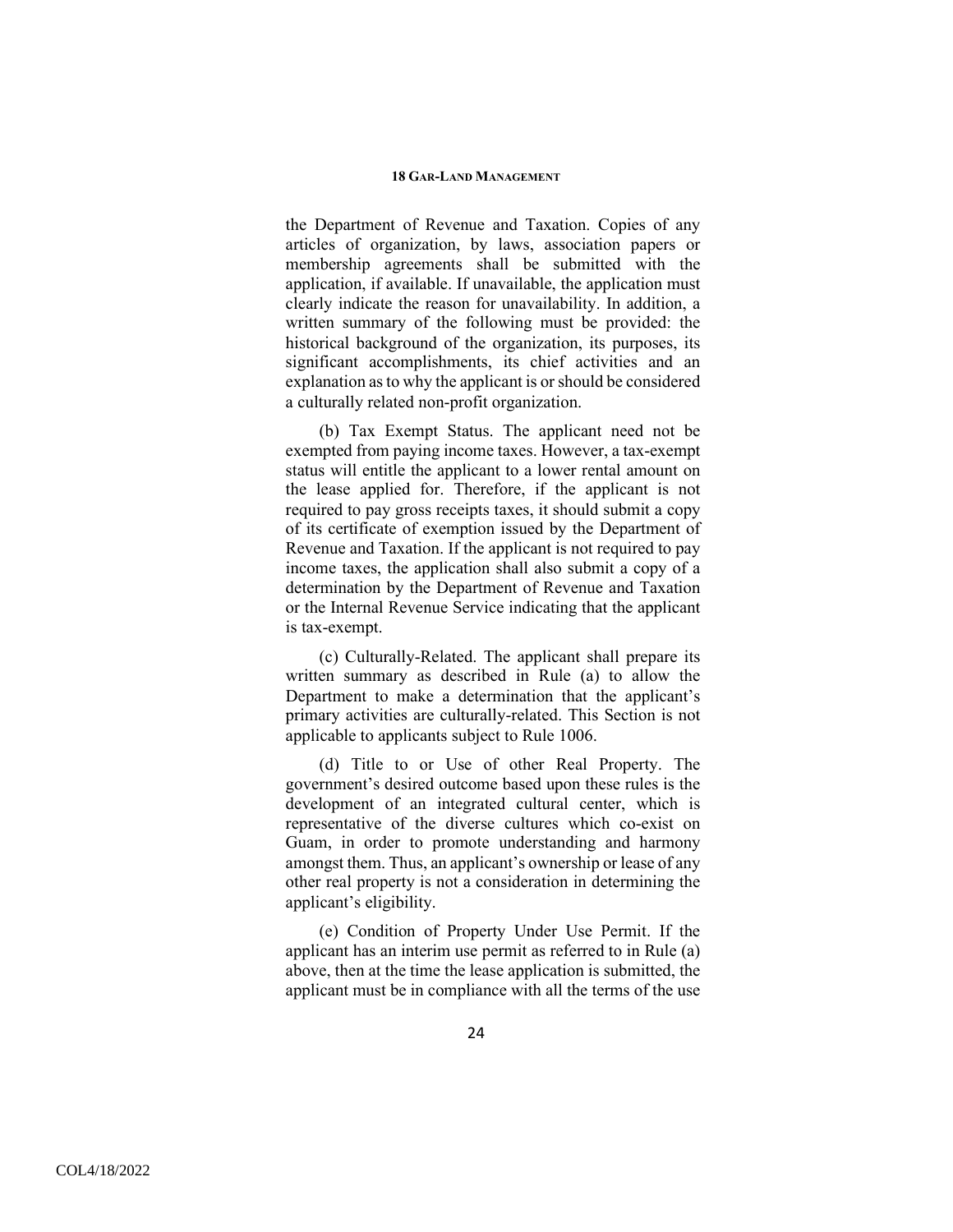the Department of Revenue and Taxation. Copies of any articles of organization, by laws, association papers or membership agreements shall be submitted with the application, if available. If unavailable, the application must clearly indicate the reason for unavailability. In addition, a written summary of the following must be provided: the historical background of the organization, its purposes, its significant accomplishments, its chief activities and an explanation as to why the applicant is or should be considered a culturally related non-profit organization.

(b) Tax Exempt Status. The applicant need not be exempted from paying income taxes. However, a tax-exempt status will entitle the applicant to a lower rental amount on the lease applied for. Therefore, if the applicant is not required to pay gross receipts taxes, it should submit a copy of its certificate of exemption issued by the Department of Revenue and Taxation. If the applicant is not required to pay income taxes, the application shall also submit a copy of a determination by the Department of Revenue and Taxation or the Internal Revenue Service indicating that the applicant is tax-exempt.

(c) Culturally-Related. The applicant shall prepare its written summary as described in Rule (a) to allow the Department to make a determination that the applicant's primary activities are culturally-related. This Section is not applicable to applicants subject to Rule 1006.

(d) Title to or Use of other Real Property. The government's desired outcome based upon these rules is the development of an integrated cultural center, which is representative of the diverse cultures which co-exist on Guam, in order to promote understanding and harmony amongst them. Thus, an applicant's ownership or lease of any other real property is not a consideration in determining the applicant's eligibility.

(e) Condition of Property Under Use Permit. If the applicant has an interim use permit as referred to in Rule (a) above, then at the time the lease application is submitted, the applicant must be in compliance with all the terms of the use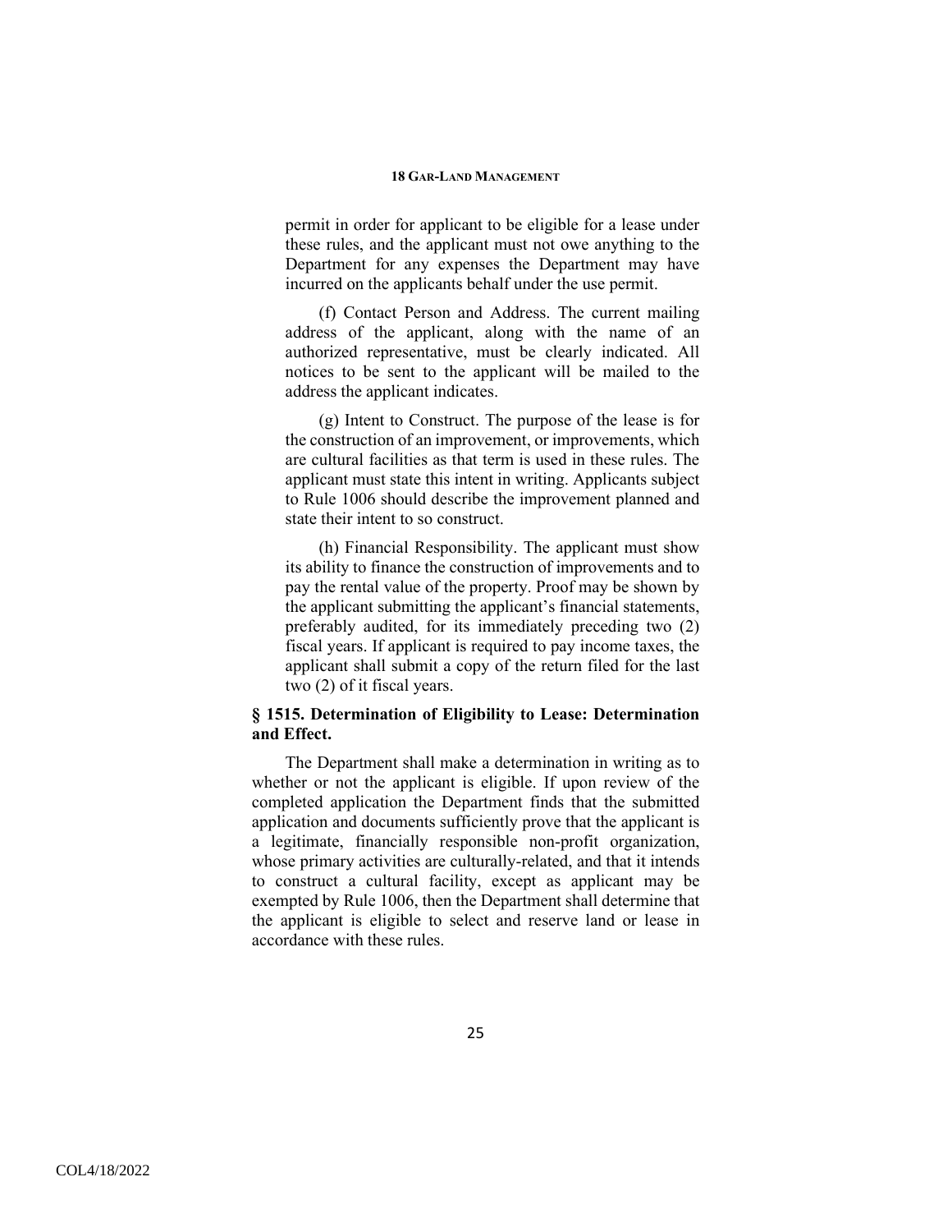permit in order for applicant to be eligible for a lease under these rules, and the applicant must not owe anything to the Department for any expenses the Department may have incurred on the applicants behalf under the use permit.

(f) Contact Person and Address. The current mailing address of the applicant, along with the name of an authorized representative, must be clearly indicated. All notices to be sent to the applicant will be mailed to the address the applicant indicates.

(g) Intent to Construct. The purpose of the lease is for the construction of an improvement, or improvements, which are cultural facilities as that term is used in these rules. The applicant must state this intent in writing. Applicants subject to Rule 1006 should describe the improvement planned and state their intent to so construct.

(h) Financial Responsibility. The applicant must show its ability to finance the construction of improvements and to pay the rental value of the property. Proof may be shown by the applicant submitting the applicant's financial statements, preferably audited, for its immediately preceding two (2) fiscal years. If applicant is required to pay income taxes, the applicant shall submit a copy of the return filed for the last two (2) of it fiscal years.

### § 1515. Determination of Eligibility to Lease: Determination and Effect.

The Department shall make a determination in writing as to whether or not the applicant is eligible. If upon review of the completed application the Department finds that the submitted application and documents sufficiently prove that the applicant is a legitimate, financially responsible non-profit organization, whose primary activities are culturally-related, and that it intends to construct a cultural facility, except as applicant may be exempted by Rule 1006, then the Department shall determine that the applicant is eligible to select and reserve land or lease in accordance with these rules.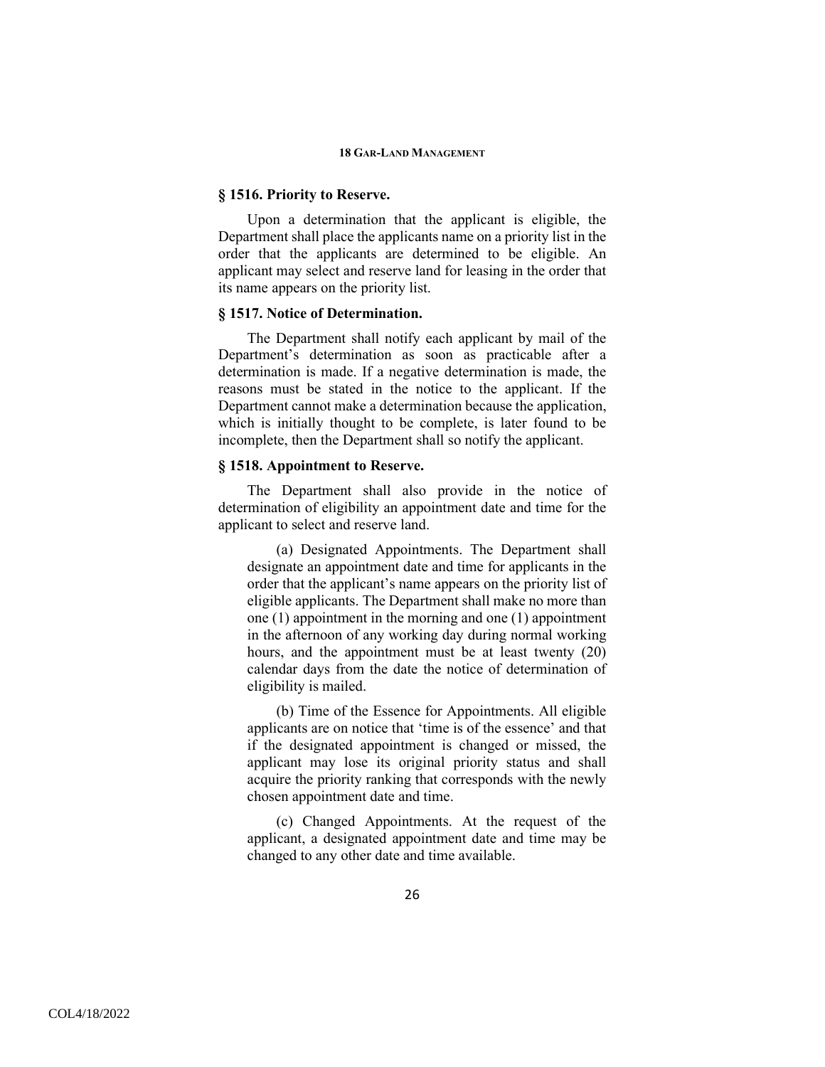### § 1516. Priority to Reserve.

Upon a determination that the applicant is eligible, the Department shall place the applicants name on a priority list in the order that the applicants are determined to be eligible. An applicant may select and reserve land for leasing in the order that its name appears on the priority list.

### § 1517. Notice of Determination.

The Department shall notify each applicant by mail of the Department's determination as soon as practicable after a determination is made. If a negative determination is made, the reasons must be stated in the notice to the applicant. If the Department cannot make a determination because the application, which is initially thought to be complete, is later found to be incomplete, then the Department shall so notify the applicant.

### § 1518. Appointment to Reserve.

The Department shall also provide in the notice of determination of eligibility an appointment date and time for the applicant to select and reserve land.

(a) Designated Appointments. The Department shall designate an appointment date and time for applicants in the order that the applicant's name appears on the priority list of eligible applicants. The Department shall make no more than one (1) appointment in the morning and one (1) appointment in the afternoon of any working day during normal working hours, and the appointment must be at least twenty (20) calendar days from the date the notice of determination of eligibility is mailed.

(b) Time of the Essence for Appointments. All eligible applicants are on notice that 'time is of the essence' and that if the designated appointment is changed or missed, the applicant may lose its original priority status and shall acquire the priority ranking that corresponds with the newly chosen appointment date and time.

(c) Changed Appointments. At the request of the applicant, a designated appointment date and time may be changed to any other date and time available.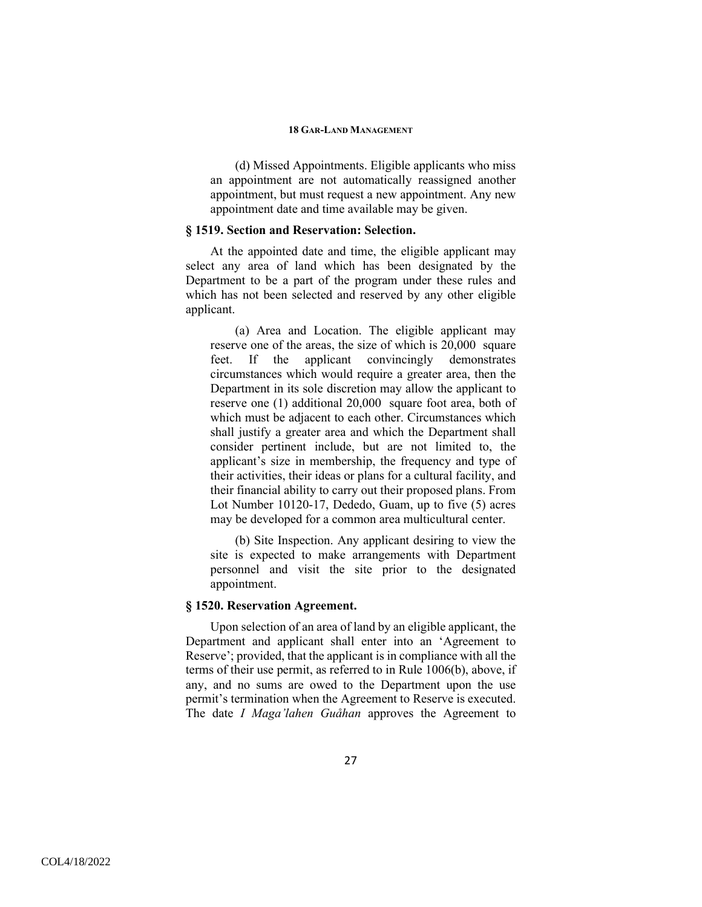(d) Missed Appointments. Eligible applicants who miss an appointment are not automatically reassigned another appointment, but must request a new appointment. Any new appointment date and time available may be given.

### § 1519. Section and Reservation: Selection.

At the appointed date and time, the eligible applicant may select any area of land which has been designated by the Department to be a part of the program under these rules and which has not been selected and reserved by any other eligible applicant.

(a) Area and Location. The eligible applicant may reserve one of the areas, the size of which is 20,000 square feet. If the applicant convincingly demonstrates circumstances which would require a greater area, then the Department in its sole discretion may allow the applicant to reserve one (1) additional 20,000 square foot area, both of which must be adjacent to each other. Circumstances which shall justify a greater area and which the Department shall consider pertinent include, but are not limited to, the applicant's size in membership, the frequency and type of their activities, their ideas or plans for a cultural facility, and their financial ability to carry out their proposed plans. From Lot Number 10120-17, Dededo, Guam, up to five (5) acres may be developed for a common area multicultural center.

(b) Site Inspection. Any applicant desiring to view the site is expected to make arrangements with Department personnel and visit the site prior to the designated appointment.

### § 1520. Reservation Agreement.

Upon selection of an area of land by an eligible applicant, the Department and applicant shall enter into an 'Agreement to Reserve'; provided, that the applicant is in compliance with all the terms of their use permit, as referred to in Rule 1006(b), above, if any, and no sums are owed to the Department upon the use permit's termination when the Agreement to Reserve is executed. The date *I Maga'lahen Guåhan* approves the Agreement to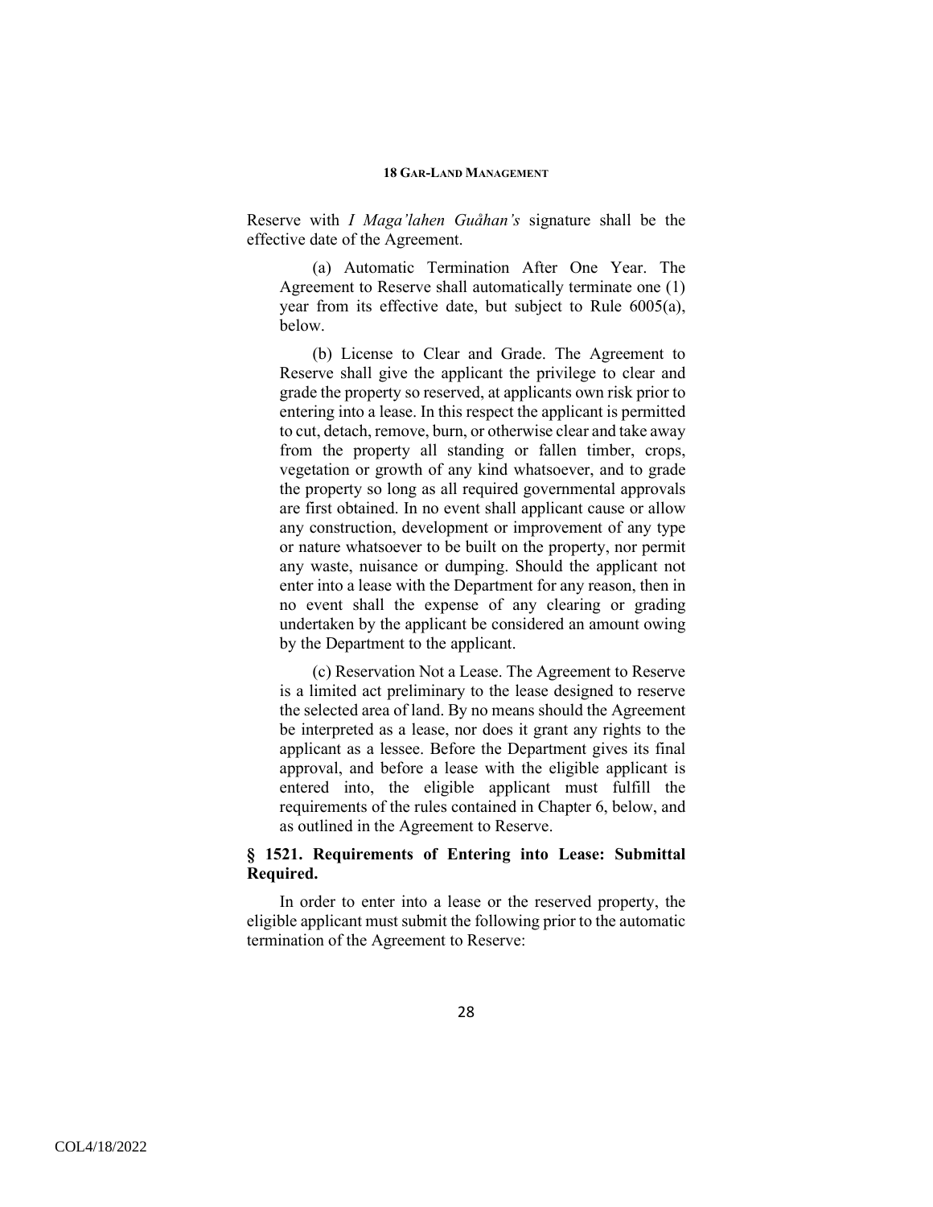Reserve with *I Maga'lahen Guåhan's* signature shall be the effective date of the Agreement.

(a) Automatic Termination After One Year. The Agreement to Reserve shall automatically terminate one (1) year from its effective date, but subject to Rule 6005(a), below.

(b) License to Clear and Grade. The Agreement to Reserve shall give the applicant the privilege to clear and grade the property so reserved, at applicants own risk prior to entering into a lease. In this respect the applicant is permitted to cut, detach, remove, burn, or otherwise clear and take away from the property all standing or fallen timber, crops, vegetation or growth of any kind whatsoever, and to grade the property so long as all required governmental approvals are first obtained. In no event shall applicant cause or allow any construction, development or improvement of any type or nature whatsoever to be built on the property, nor permit any waste, nuisance or dumping. Should the applicant not enter into a lease with the Department for any reason, then in no event shall the expense of any clearing or grading undertaken by the applicant be considered an amount owing by the Department to the applicant.

(c) Reservation Not a Lease. The Agreement to Reserve is a limited act preliminary to the lease designed to reserve the selected area of land. By no means should the Agreement be interpreted as a lease, nor does it grant any rights to the applicant as a lessee. Before the Department gives its final approval, and before a lease with the eligible applicant is entered into, the eligible applicant must fulfill the requirements of the rules contained in Chapter 6, below, and as outlined in the Agreement to Reserve.

### § 1521. Requirements of Entering into Lease: Submittal Required.

In order to enter into a lease or the reserved property, the eligible applicant must submit the following prior to the automatic termination of the Agreement to Reserve: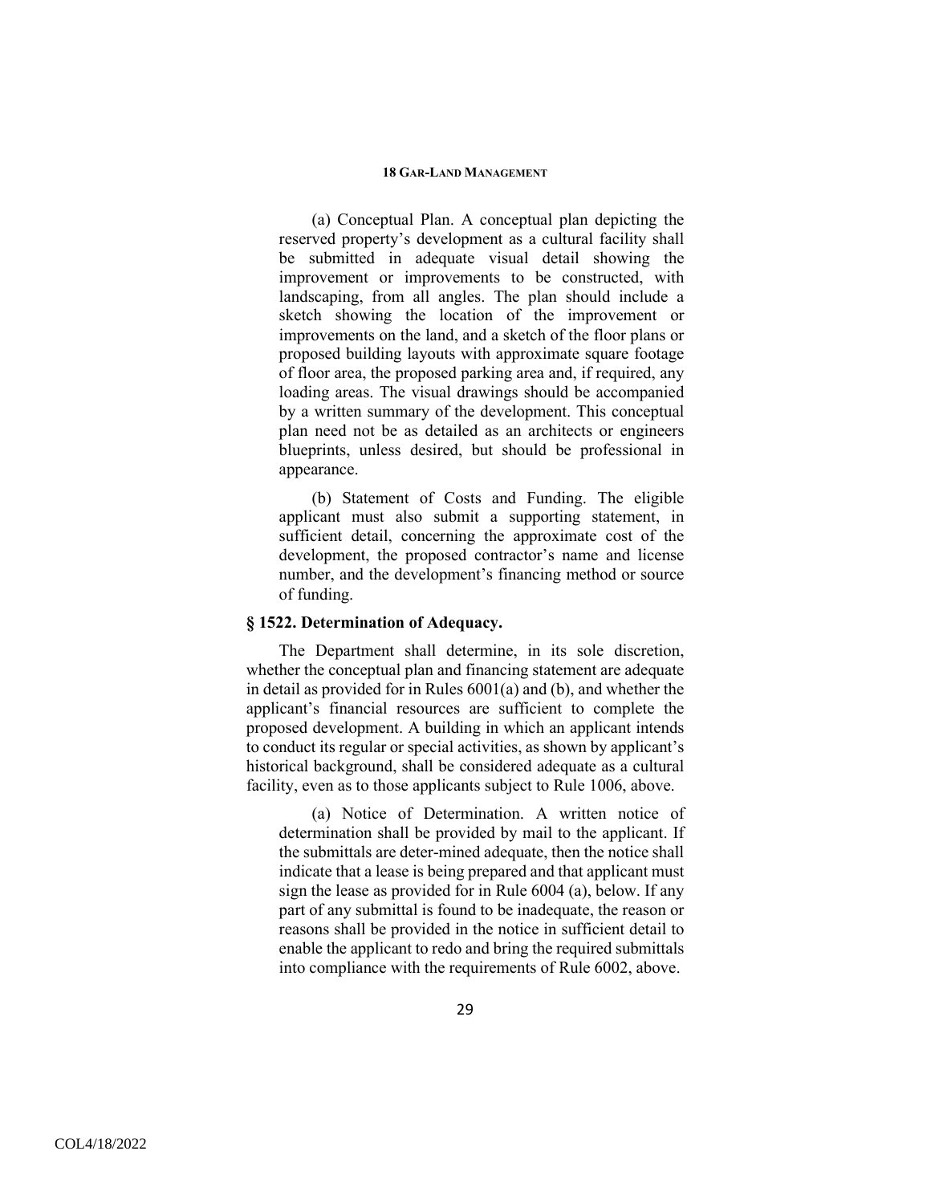(a) Conceptual Plan. A conceptual plan depicting the reserved property's development as a cultural facility shall be submitted in adequate visual detail showing the improvement or improvements to be constructed, with landscaping, from all angles. The plan should include a sketch showing the location of the improvement or improvements on the land, and a sketch of the floor plans or proposed building layouts with approximate square footage of floor area, the proposed parking area and, if required, any loading areas. The visual drawings should be accompanied by a written summary of the development. This conceptual plan need not be as detailed as an architects or engineers blueprints, unless desired, but should be professional in appearance.

(b) Statement of Costs and Funding. The eligible applicant must also submit a supporting statement, in sufficient detail, concerning the approximate cost of the development, the proposed contractor's name and license number, and the development's financing method or source of funding.

### § 1522. Determination of Adequacy.

The Department shall determine, in its sole discretion, whether the conceptual plan and financing statement are adequate in detail as provided for in Rules 6001(a) and (b), and whether the applicant's financial resources are sufficient to complete the proposed development. A building in which an applicant intends to conduct its regular or special activities, as shown by applicant's historical background, shall be considered adequate as a cultural facility, even as to those applicants subject to Rule 1006, above.

(a) Notice of Determination. A written notice of determination shall be provided by mail to the applicant. If the submittals are deter-mined adequate, then the notice shall indicate that a lease is being prepared and that applicant must sign the lease as provided for in Rule 6004 (a), below. If any part of any submittal is found to be inadequate, the reason or reasons shall be provided in the notice in sufficient detail to enable the applicant to redo and bring the required submittals into compliance with the requirements of Rule 6002, above.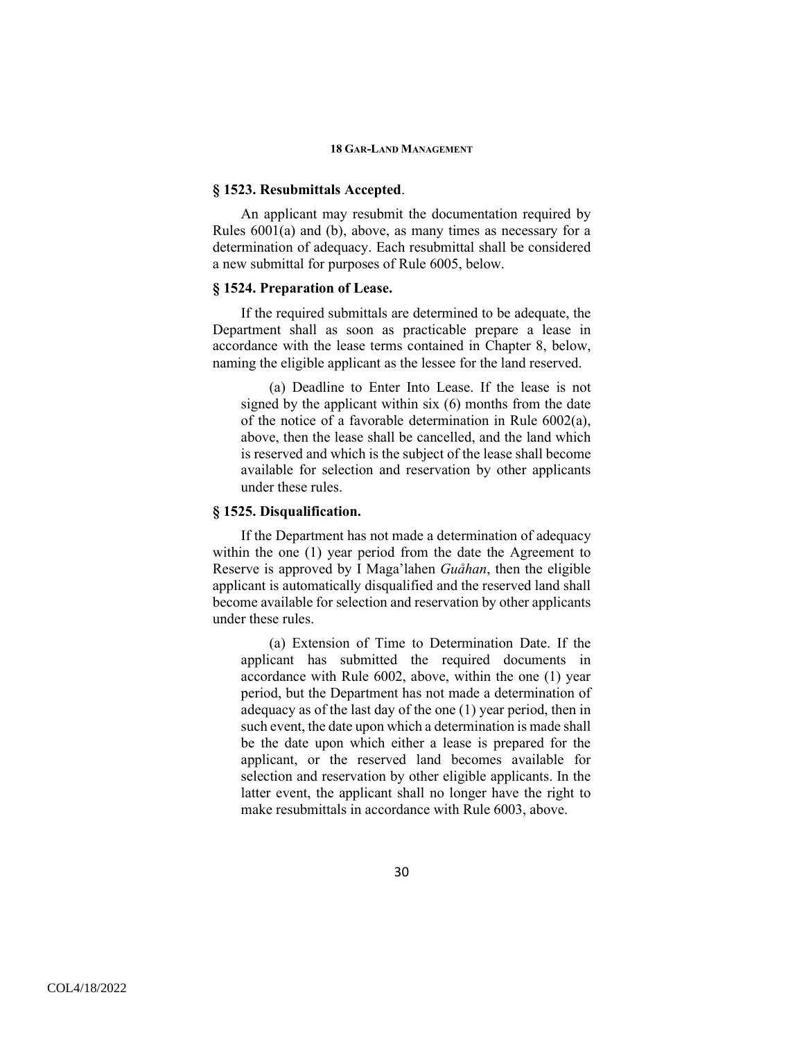### § 1523. Resubmittals Accepted.

An applicant may resubmit the documentation required by Rules 6001(a) and (b), above, as many times as necessary for a determination of adequacy. Each resubmittal shall be considered a new submittal for purposes of Rule 6005, below.

### § 1524. Preparation of Lease.

If the required submittals are determined to be adequate, the Department shall as soon as practicable prepare a lease in accordance with the lease terms contained in Chapter 8, below, naming the eligible applicant as the lessee for the land reserved.

(a) Deadline to Enter Into Lease. If the lease is not signed by the applicant within six (6) months from the date of the notice of a favorable determination in Rule 6002(a), above, then the lease shall be cancelled, and the land which is reserved and which is the subject of the lease shall become available for selection and reservation by other applicants under these rules.

### § 1525. Disqualification.

If the Department has not made a determination of adequacy within the one (1) year period from the date the Agreement to Reserve is approved by I Maga'lahen *Guåhan*, then the eligible applicant is automatically disqualified and the reserved land shall become available for selection and reservation by other applicants under these rules.

(a) Extension of Time to Determination Date. If the applicant has submitted the required documents in accordance with Rule 6002, above, within the one (1) year period, but the Department has not made a determination of adequacy as of the last day of the one (1) year period, then in such event, the date upon which a determination is made shall be the date upon which either a lease is prepared for the applicant, or the reserved land becomes available for selection and reservation by other eligible applicants. In the latter event, the applicant shall no longer have the right to make resubmittals in accordance with Rule 6003, above.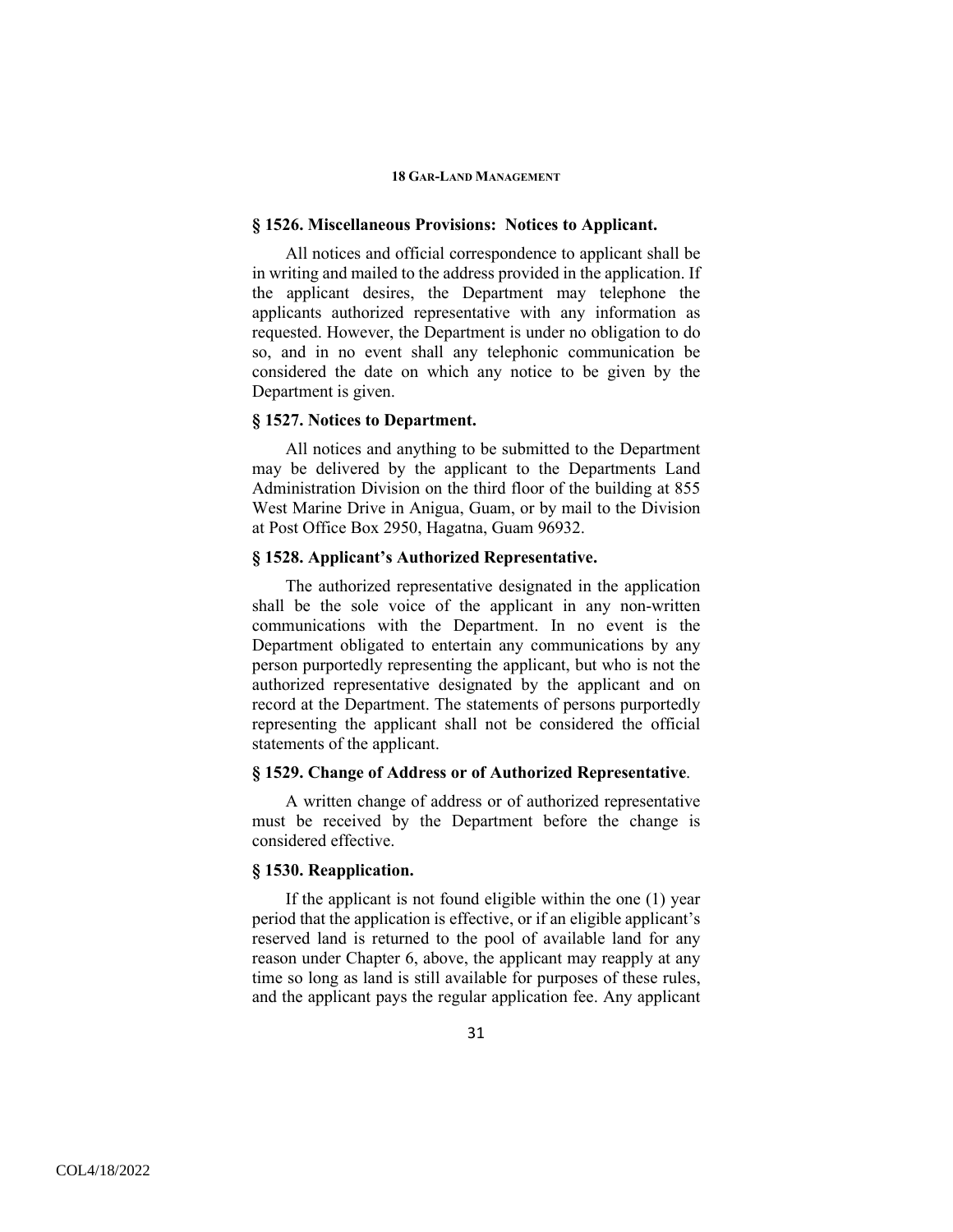### § 1526. Miscellaneous Provisions: Notices to Applicant.

All notices and official correspondence to applicant shall be in writing and mailed to the address provided in the application. If the applicant desires, the Department may telephone the applicants authorized representative with any information as requested. However, the Department is under no obligation to do so, and in no event shall any telephonic communication be considered the date on which any notice to be given by the Department is given.

### § 1527. Notices to Department.

All notices and anything to be submitted to the Department may be delivered by the applicant to the Departments Land Administration Division on the third floor of the building at 855 West Marine Drive in Anigua, Guam, or by mail to the Division at Post Office Box 2950, Hagatna, Guam 96932.

### § 1528. Applicant's Authorized Representative.

The authorized representative designated in the application shall be the sole voice of the applicant in any non-written communications with the Department. In no event is the Department obligated to entertain any communications by any person purportedly representing the applicant, but who is not the authorized representative designated by the applicant and on record at the Department. The statements of persons purportedly representing the applicant shall not be considered the official statements of the applicant.

### § 1529. Change of Address or of Authorized Representative.

A written change of address or of authorized representative must be received by the Department before the change is considered effective.

### § 1530. Reapplication.

If the applicant is not found eligible within the one (1) year period that the application is effective, or if an eligible applicant's reserved land is returned to the pool of available land for any reason under Chapter 6, above, the applicant may reapply at any time so long as land is still available for purposes of these rules, and the applicant pays the regular application fee. Any applicant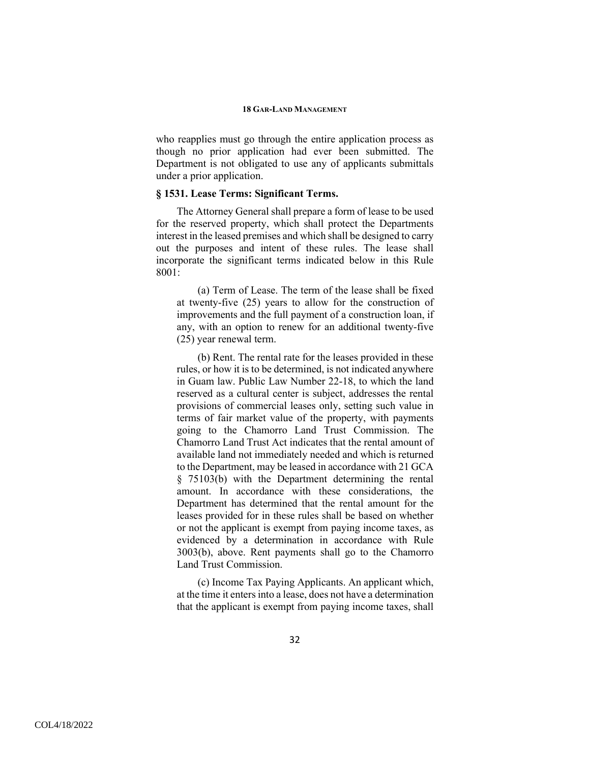who reapplies must go through the entire application process as though no prior application had ever been submitted. The Department is not obligated to use any of applicants submittals under a prior application.

### § 1531. Lease Terms: Significant Terms.

The Attorney General shall prepare a form of lease to be used for the reserved property, which shall protect the Departments interest in the leased premises and which shall be designed to carry out the purposes and intent of these rules. The lease shall incorporate the significant terms indicated below in this Rule 8001:

(a) Term of Lease. The term of the lease shall be fixed at twenty-five (25) years to allow for the construction of improvements and the full payment of a construction loan, if any, with an option to renew for an additional twenty-five (25) year renewal term.

(b) Rent. The rental rate for the leases provided in these rules, or how it is to be determined, is not indicated anywhere in Guam law. Public Law Number 22-18, to which the land reserved as a cultural center is subject, addresses the rental provisions of commercial leases only, setting such value in terms of fair market value of the property, with payments going to the Chamorro Land Trust Commission. The Chamorro Land Trust Act indicates that the rental amount of available land not immediately needed and which is returned to the Department, may be leased in accordance with 21 GCA § 75103(b) with the Department determining the rental amount. In accordance with these considerations, the Department has determined that the rental amount for the leases provided for in these rules shall be based on whether or not the applicant is exempt from paying income taxes, as evidenced by a determination in accordance with Rule 3003(b), above. Rent payments shall go to the Chamorro Land Trust Commission.

(c) Income Tax Paying Applicants. An applicant which, at the time it enters into a lease, does not have a determination that the applicant is exempt from paying income taxes, shall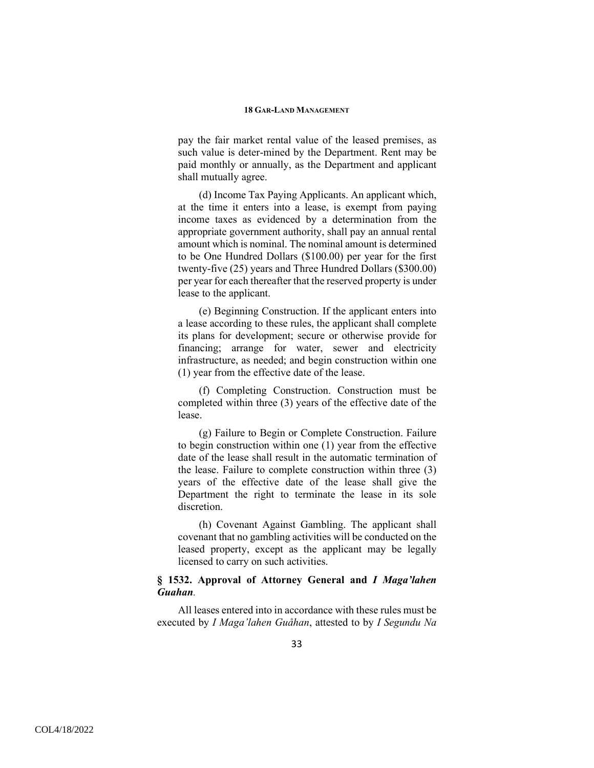pay the fair market rental value of the leased premises, as such value is deter-mined by the Department. Rent may be paid monthly or annually, as the Department and applicant shall mutually agree.

(d) Income Tax Paying Applicants. An applicant which, at the time it enters into a lease, is exempt from paying income taxes as evidenced by a determination from the appropriate government authority, shall pay an annual rental amount which is nominal. The nominal amount is determined to be One Hundred Dollars ($100.00) per year for the first twenty-five (25) years and Three Hundred Dollars ($300.00) per year for each thereafter that the reserved property is under lease to the applicant.

(e) Beginning Construction. If the applicant enters into a lease according to these rules, the applicant shall complete its plans for development; secure or otherwise provide for financing; arrange for water, sewer and electricity infrastructure, as needed; and begin construction within one (1) year from the effective date of the lease.

(f) Completing Construction. Construction must be completed within three (3) years of the effective date of the lease.

(g) Failure to Begin or Complete Construction. Failure to begin construction within one (1) year from the effective date of the lease shall result in the automatic termination of the lease. Failure to complete construction within three (3) years of the effective date of the lease shall give the Department the right to terminate the lease in its sole discretion.

(h) Covenant Against Gambling. The applicant shall covenant that no gambling activities will be conducted on the leased property, except as the applicant may be legally licensed to carry on such activities.

### § 1532. Approval of Attorney General and *I Maga'lahen Guahan*.

All leases entered into in accordance with these rules must be executed by *I Maga'lahen Guåhan*, attested to by *I Segundu Na*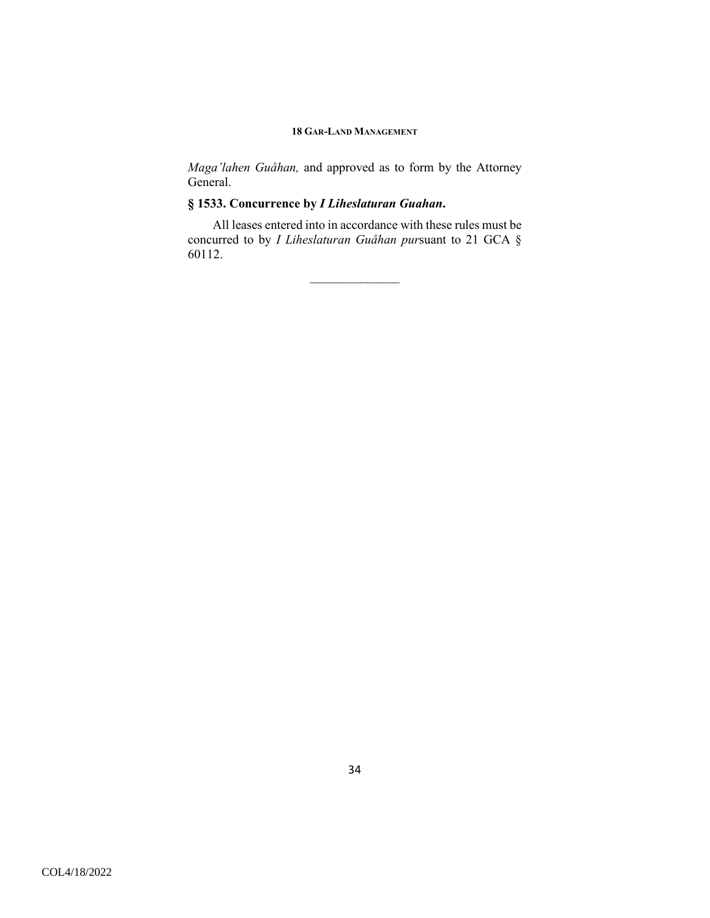*Maga'lahen Guåhan,* and approved as to form by the Attorney General.

### § 1533. Concurrence by *I Liheslaturan Guahan*.

All leases entered into in accordance with these rules must be concurred to by *I Liheslaturan Guåhan pur*suant to 21 GCA § 60112.

---

COL4/18/2022